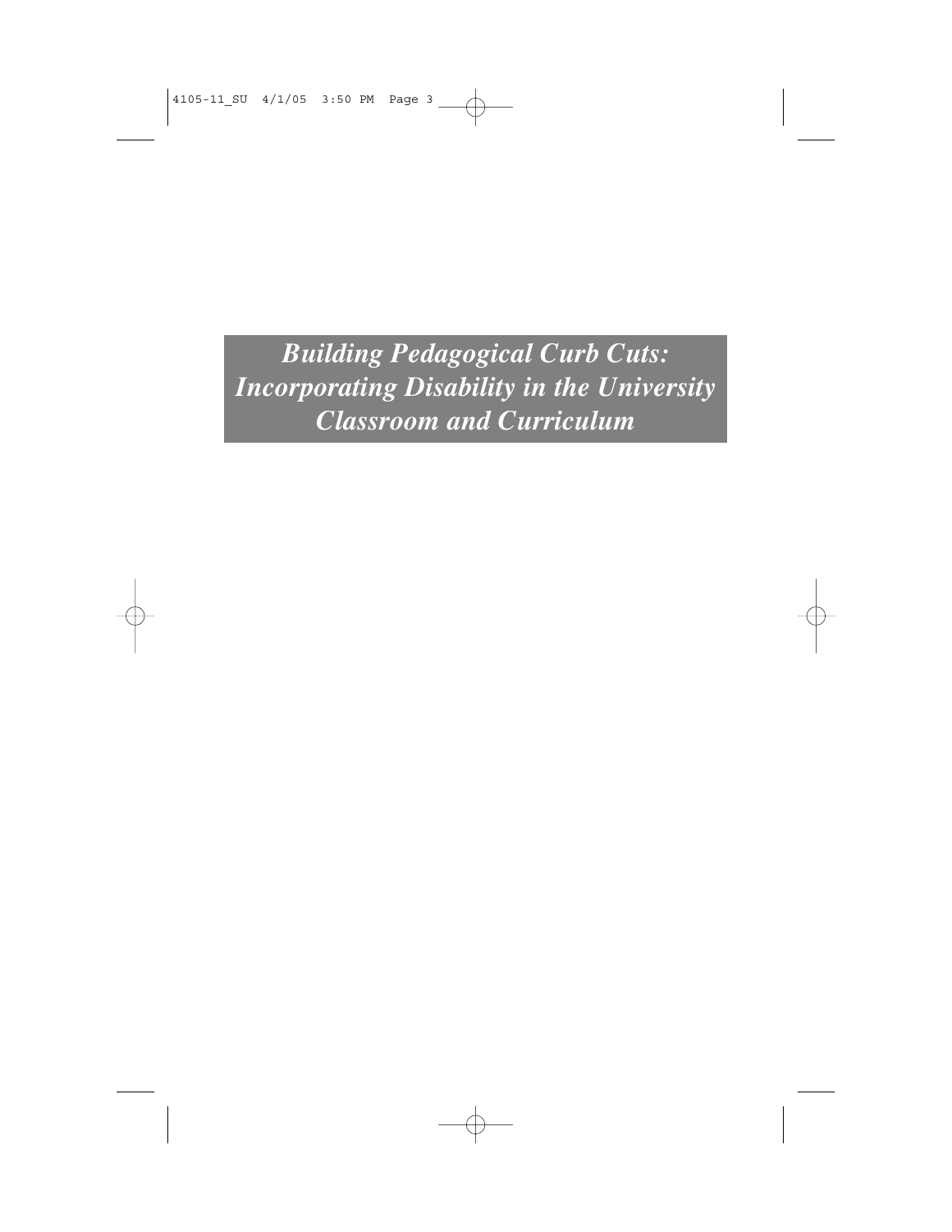# *Building Pedagogical Curb Cuts: Incorporating Disability in the University Classroom and Curriculum*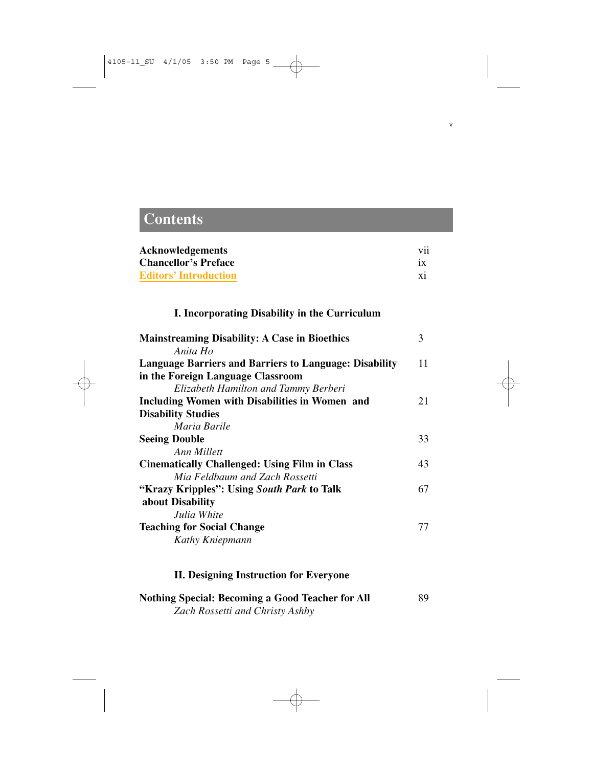# Contents

| | |
|---|---|
| **Acknowledgements** | vii |
| **Chancellor's Preface** | ix |
| **Editors' Introduction** | xi |

### I. Incorporating Disability in the Curriculum

| | |
|---|---|
| **Mainstreaming Disability: A Case in Bioethics**<br>*Anita Ho* | 3 |
| **Language Barriers and Barriers to Language: Disability in the Foreign Language Classroom**<br>*Elizabeth Hamilton and Tammy Berberi* | 11 |
| **Including Women with Disabilities in Women and Disability Studies**<br>*Maria Barile* | 21 |
| **Seeing Double**<br>*Ann Millett* | 33 |
| **Cinematically Challenged: Using Film in Class**<br>*Mia Feldbaum and Zach Rossetti* | 43 |
| **"Krazy Kripples": Using *South Park* to Talk about Disability**<br>*Julia White* | 67 |
| **Teaching for Social Change**<br>*Kathy Kniepmann* | 77 |

### II. Designing Instruction for Everyone

| | |
|---|---|
| **Nothing Special: Becoming a Good Teacher for All**<br>*Zach Rossetti and Christy Ashby* | 89 |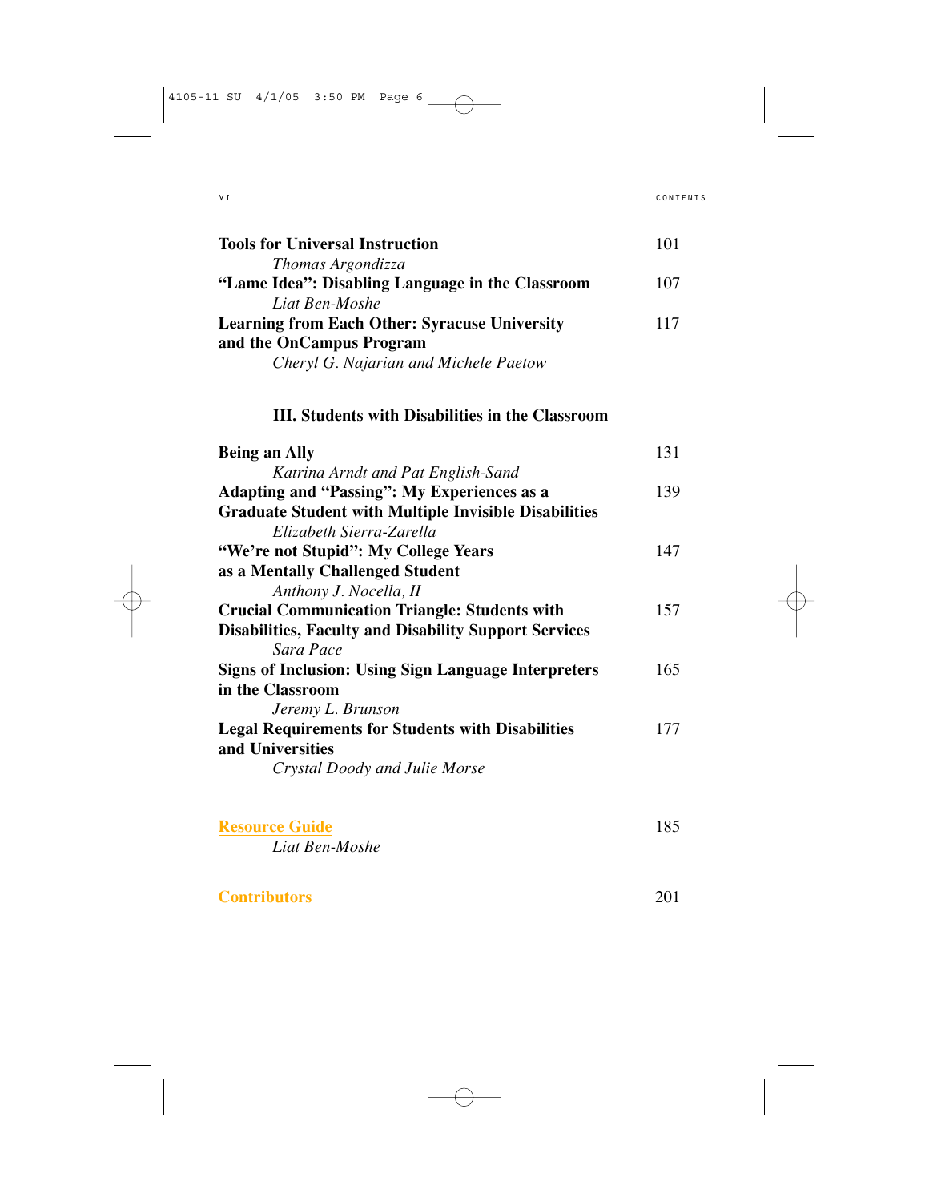**Tools for Universal Instruction** 101
*Thomas Argondizza*

**"Lame Idea": Disabling Language in the Classroom** 107
*Liat Ben-Moshe*

**Learning from Each Other: Syracuse University and the OnCampus Program** 117
*Cheryl G. Najarian and Michele Paetow*

## III. Students with Disabilities in the Classroom

**Being an Ally** 131
*Katrina Arndt and Pat English-Sand*

**Adapting and "Passing": My Experiences as a Graduate Student with Multiple Invisible Disabilities** 139
*Elizabeth Sierra-Zarella*

**"We're not Stupid": My College Years as a Mentally Challenged Student** 147
*Anthony J. Nocella, II*

**Crucial Communication Triangle: Students with Disabilities, Faculty and Disability Support Services** 157
*Sara Pace*

**Signs of Inclusion: Using Sign Language Interpreters in the Classroom** 165
*Jeremy L. Brunson*

**Legal Requirements for Students with Disabilities and Universities** 177
*Crystal Doody and Julie Morse*

**Resource Guide** 185
*Liat Ben-Moshe*

**Contributors** 201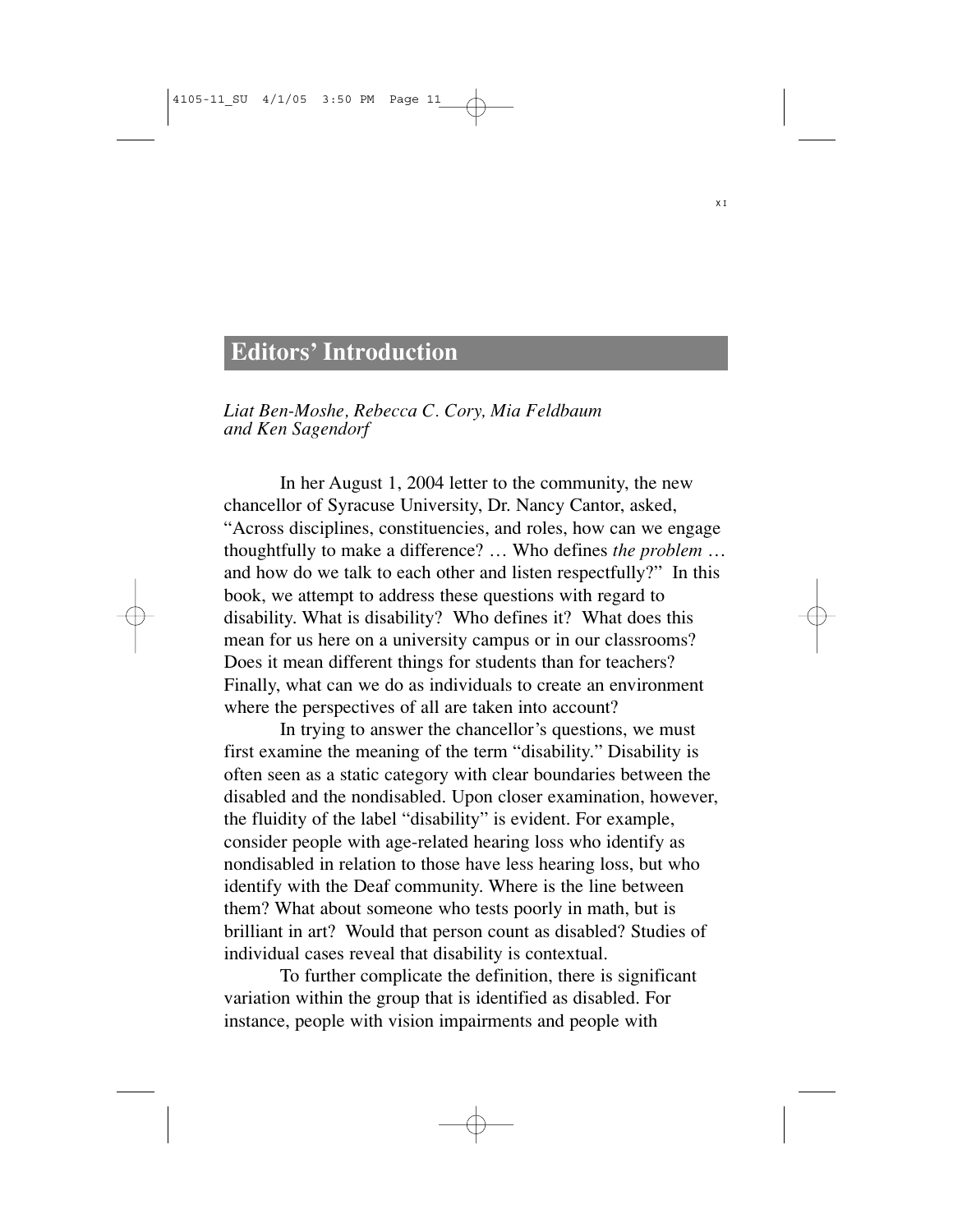# Editors' Introduction

*Liat Ben-Moshe, Rebecca C. Cory, Mia Feldbaum and Ken Sagendorf*

In her August 1, 2004 letter to the community, the new chancellor of Syracuse University, Dr. Nancy Cantor, asked, "Across disciplines, constituencies, and roles, how can we engage thoughtfully to make a difference? … Who defines *the problem* … and how do we talk to each other and listen respectfully?" In this book, we attempt to address these questions with regard to disability. What is disability? Who defines it? What does this mean for us here on a university campus or in our classrooms? Does it mean different things for students than for teachers? Finally, what can we do as individuals to create an environment where the perspectives of all are taken into account?

In trying to answer the chancellor's questions, we must first examine the meaning of the term "disability." Disability is often seen as a static category with clear boundaries between the disabled and the nondisabled. Upon closer examination, however, the fluidity of the label "disability" is evident. For example, consider people with age-related hearing loss who identify as nondisabled in relation to those have less hearing loss, but who identify with the Deaf community. Where is the line between them? What about someone who tests poorly in math, but is brilliant in art? Would that person count as disabled? Studies of individual cases reveal that disability is contextual.

To further complicate the definition, there is significant variation within the group that is identified as disabled. For instance, people with vision impairments and people with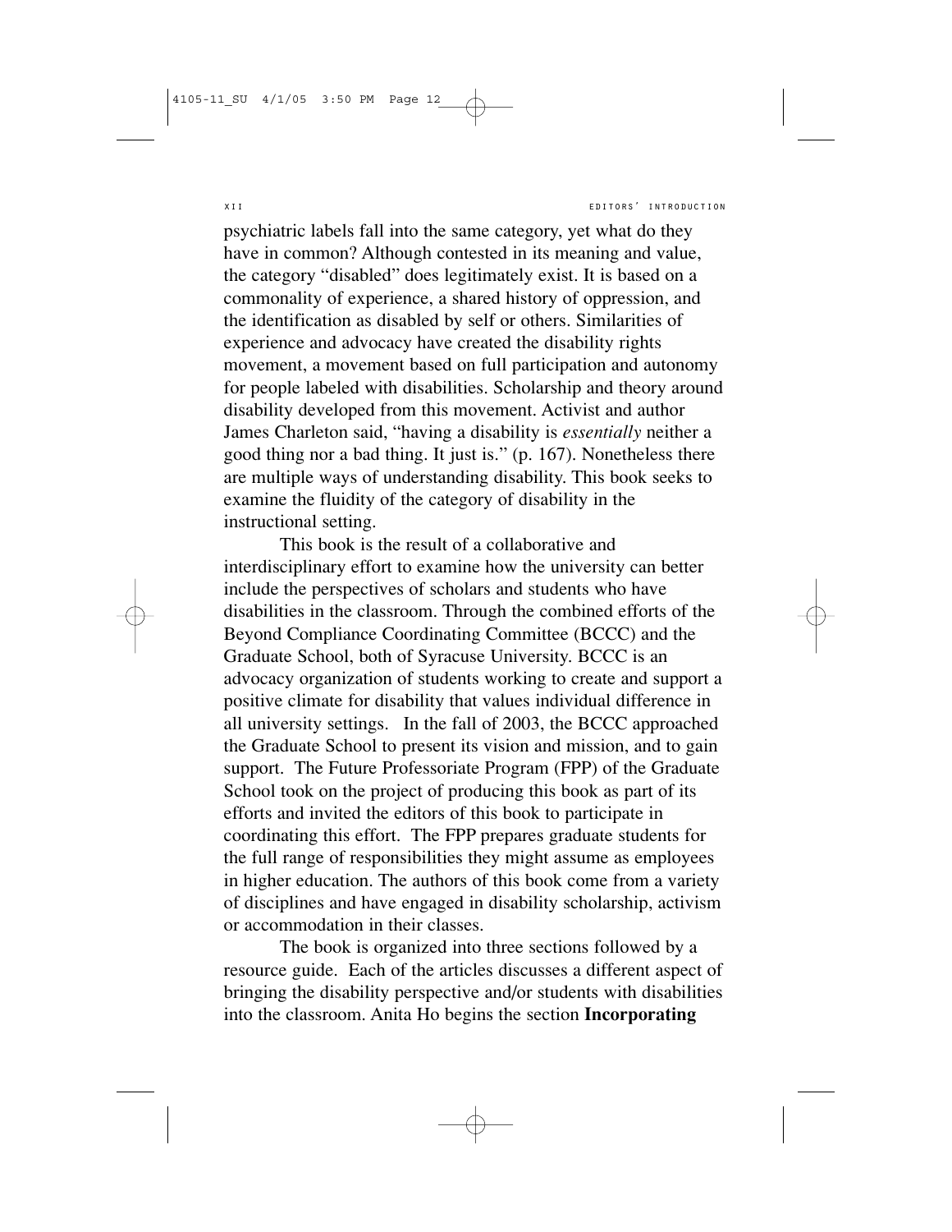psychiatric labels fall into the same category, yet what do they have in common? Although contested in its meaning and value, the category "disabled" does legitimately exist. It is based on a commonality of experience, a shared history of oppression, and the identification as disabled by self or others. Similarities of experience and advocacy have created the disability rights movement, a movement based on full participation and autonomy for people labeled with disabilities. Scholarship and theory around disability developed from this movement. Activist and author James Charleton said, "having a disability is *essentially* neither a good thing nor a bad thing. It just is." (p. 167). Nonetheless there are multiple ways of understanding disability. This book seeks to examine the fluidity of the category of disability in the instructional setting.

This book is the result of a collaborative and interdisciplinary effort to examine how the university can better include the perspectives of scholars and students who have disabilities in the classroom. Through the combined efforts of the Beyond Compliance Coordinating Committee (BCCC) and the Graduate School, both of Syracuse University. BCCC is an advocacy organization of students working to create and support a positive climate for disability that values individual difference in all university settings. In the fall of 2003, the BCCC approached the Graduate School to present its vision and mission, and to gain support. The Future Professoriate Program (FPP) of the Graduate School took on the project of producing this book as part of its efforts and invited the editors of this book to participate in coordinating this effort. The FPP prepares graduate students for the full range of responsibilities they might assume as employees in higher education. The authors of this book come from a variety of disciplines and have engaged in disability scholarship, activism or accommodation in their classes.

The book is organized into three sections followed by a resource guide. Each of the articles discusses a different aspect of bringing the disability perspective and/or students with disabilities into the classroom. Anita Ho begins the section **Incorporating**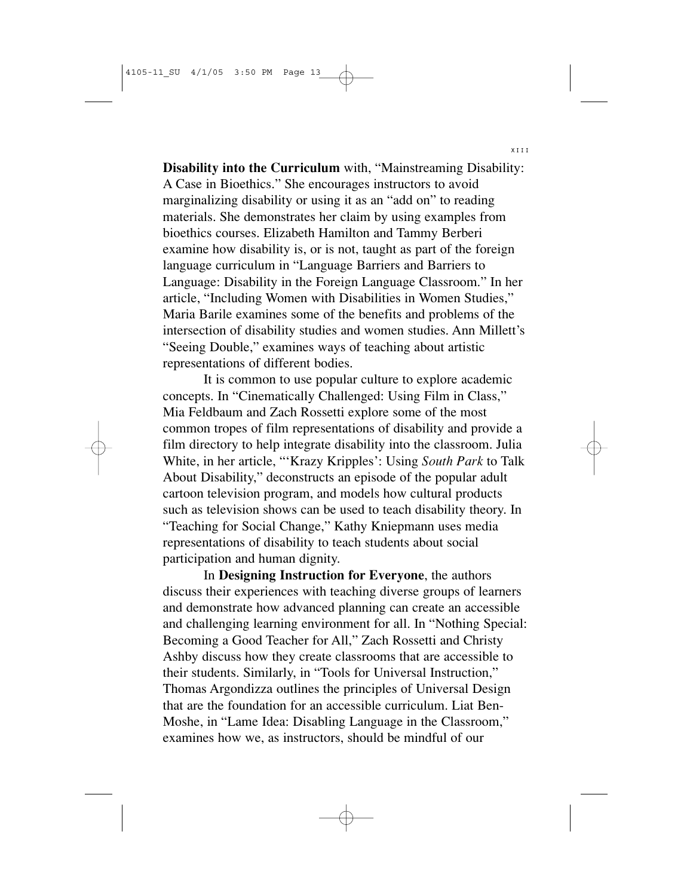**Disability into the Curriculum** with, "Mainstreaming Disability: A Case in Bioethics." She encourages instructors to avoid marginalizing disability or using it as an "add on" to reading materials. She demonstrates her claim by using examples from bioethics courses. Elizabeth Hamilton and Tammy Berberi examine how disability is, or is not, taught as part of the foreign language curriculum in "Language Barriers and Barriers to Language: Disability in the Foreign Language Classroom." In her article, "Including Women with Disabilities in Women Studies," Maria Barile examines some of the benefits and problems of the intersection of disability studies and women studies. Ann Millett's "Seeing Double," examines ways of teaching about artistic representations of different bodies.

It is common to use popular culture to explore academic concepts. In "Cinematically Challenged: Using Film in Class," Mia Feldbaum and Zach Rossetti explore some of the most common tropes of film representations of disability and provide a film directory to help integrate disability into the classroom. Julia White, in her article, "'Krazy Kripples': Using *South Park* to Talk About Disability," deconstructs an episode of the popular adult cartoon television program, and models how cultural products such as television shows can be used to teach disability theory. In "Teaching for Social Change," Kathy Kniepmann uses media representations of disability to teach students about social participation and human dignity.

In **Designing Instruction for Everyone**, the authors discuss their experiences with teaching diverse groups of learners and demonstrate how advanced planning can create an accessible and challenging learning environment for all. In "Nothing Special: Becoming a Good Teacher for All," Zach Rossetti and Christy Ashby discuss how they create classrooms that are accessible to their students. Similarly, in "Tools for Universal Instruction," Thomas Argondizza outlines the principles of Universal Design that are the foundation for an accessible curriculum. Liat Ben-Moshe, in "Lame Idea: Disabling Language in the Classroom," examines how we, as instructors, should be mindful of our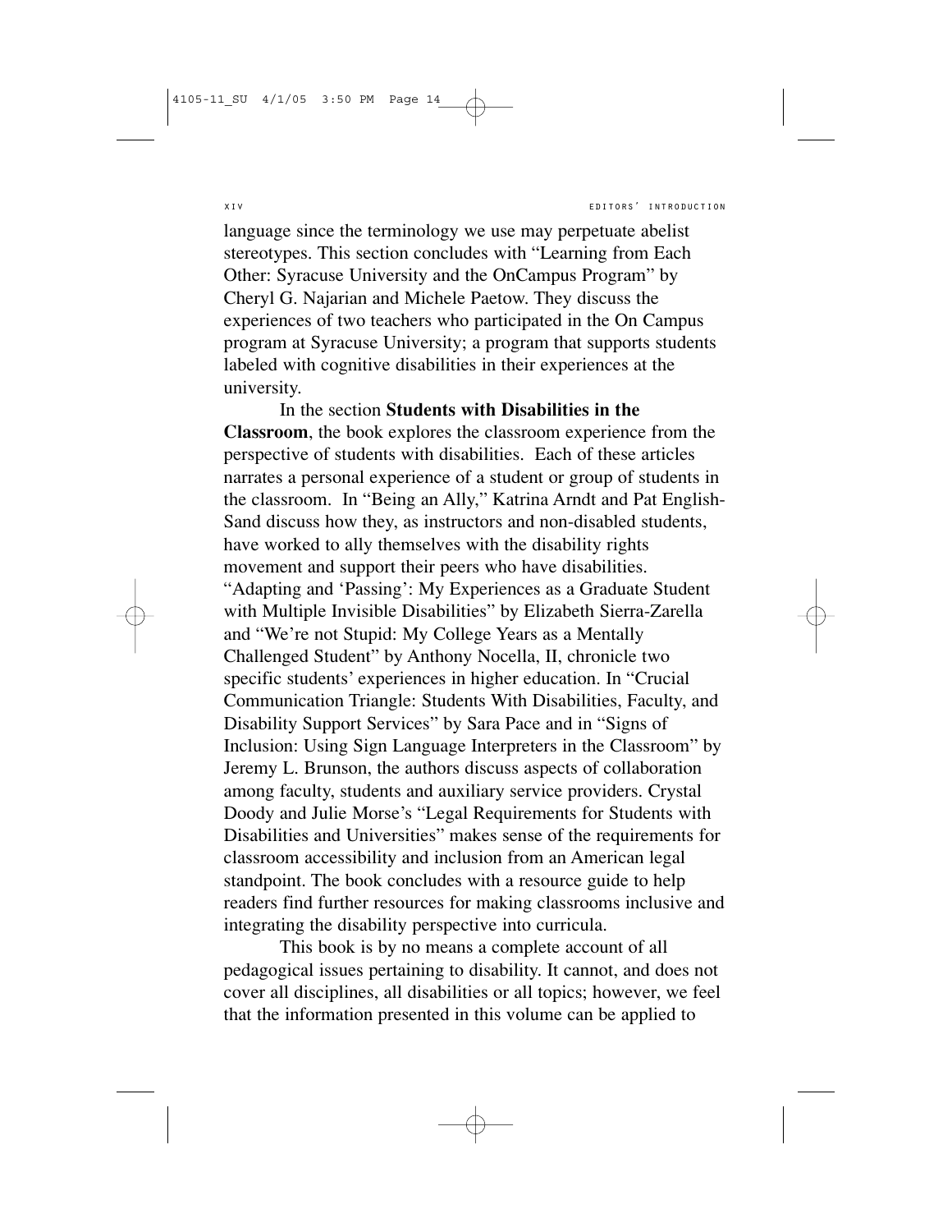language since the terminology we use may perpetuate abelist stereotypes. This section concludes with "Learning from Each Other: Syracuse University and the OnCampus Program" by Cheryl G. Najarian and Michele Paetow. They discuss the experiences of two teachers who participated in the On Campus program at Syracuse University; a program that supports students labeled with cognitive disabilities in their experiences at the university.

In the section **Students with Disabilities in the Classroom**, the book explores the classroom experience from the perspective of students with disabilities. Each of these articles narrates a personal experience of a student or group of students in the classroom. In "Being an Ally," Katrina Arndt and Pat English-Sand discuss how they, as instructors and non-disabled students, have worked to ally themselves with the disability rights movement and support their peers who have disabilities. "Adapting and 'Passing': My Experiences as a Graduate Student with Multiple Invisible Disabilities" by Elizabeth Sierra-Zarella and "We're not Stupid: My College Years as a Mentally Challenged Student" by Anthony Nocella, II, chronicle two specific students' experiences in higher education. In "Crucial Communication Triangle: Students With Disabilities, Faculty, and Disability Support Services" by Sara Pace and in "Signs of Inclusion: Using Sign Language Interpreters in the Classroom" by Jeremy L. Brunson, the authors discuss aspects of collaboration among faculty, students and auxiliary service providers. Crystal Doody and Julie Morse's "Legal Requirements for Students with Disabilities and Universities" makes sense of the requirements for classroom accessibility and inclusion from an American legal standpoint. The book concludes with a resource guide to help readers find further resources for making classrooms inclusive and integrating the disability perspective into curricula.

This book is by no means a complete account of all pedagogical issues pertaining to disability. It cannot, and does not cover all disciplines, all disabilities or all topics; however, we feel that the information presented in this volume can be applied to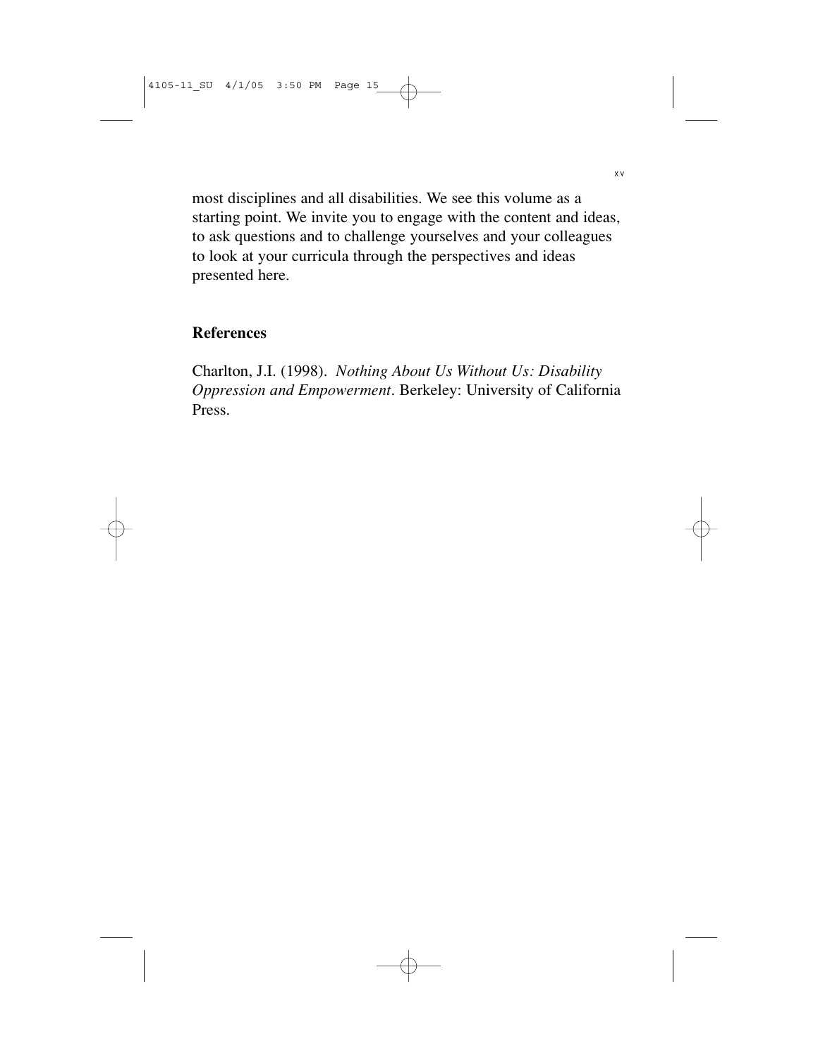most disciplines and all disabilities. We see this volume as a starting point. We invite you to engage with the content and ideas, to ask questions and to challenge yourselves and your colleagues to look at your curricula through the perspectives and ideas presented here.

## References

Charlton, J.I. (1998). *Nothing About Us Without Us: Disability Oppression and Empowerment*. Berkeley: University of California Press.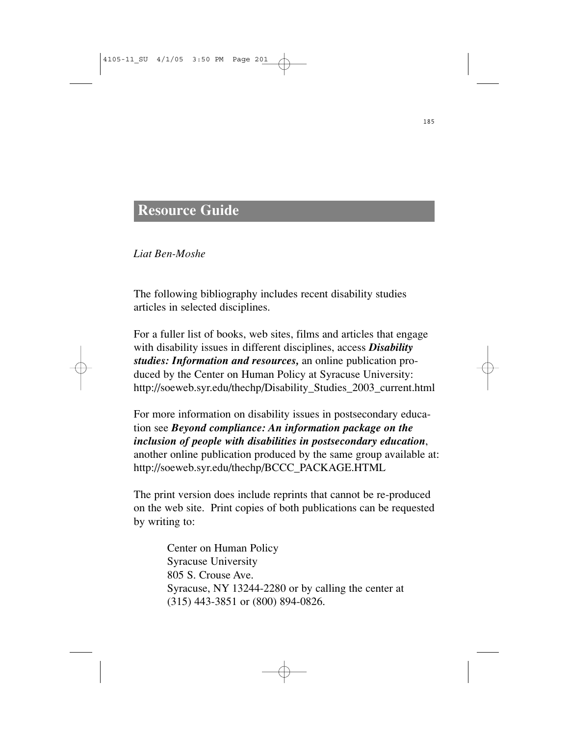# Resource Guide

*Liat Ben-Moshe*

The following bibliography includes recent disability studies articles in selected disciplines.

For a fuller list of books, web sites, films and articles that engage with disability issues in different disciplines, access ***Disability studies: Information and resources,*** an online publication produced by the Center on Human Policy at Syracuse University: http://soeweb.syr.edu/thechp/Disability_Studies_2003_current.html

For more information on disability issues in postsecondary education see ***Beyond compliance: An information package on the inclusion of people with disabilities in postsecondary education***, another online publication produced by the same group available at: http://soeweb.syr.edu/thechp/BCCC_PACKAGE.HTML

The print version does include reprints that cannot be re-produced on the web site. Print copies of both publications can be requested by writing to:

> Center on Human Policy
> Syracuse University
> 805 S. Crouse Ave.
> Syracuse, NY 13244-2280 or by calling the center at
> (315) 443-3851 or (800) 894-0826.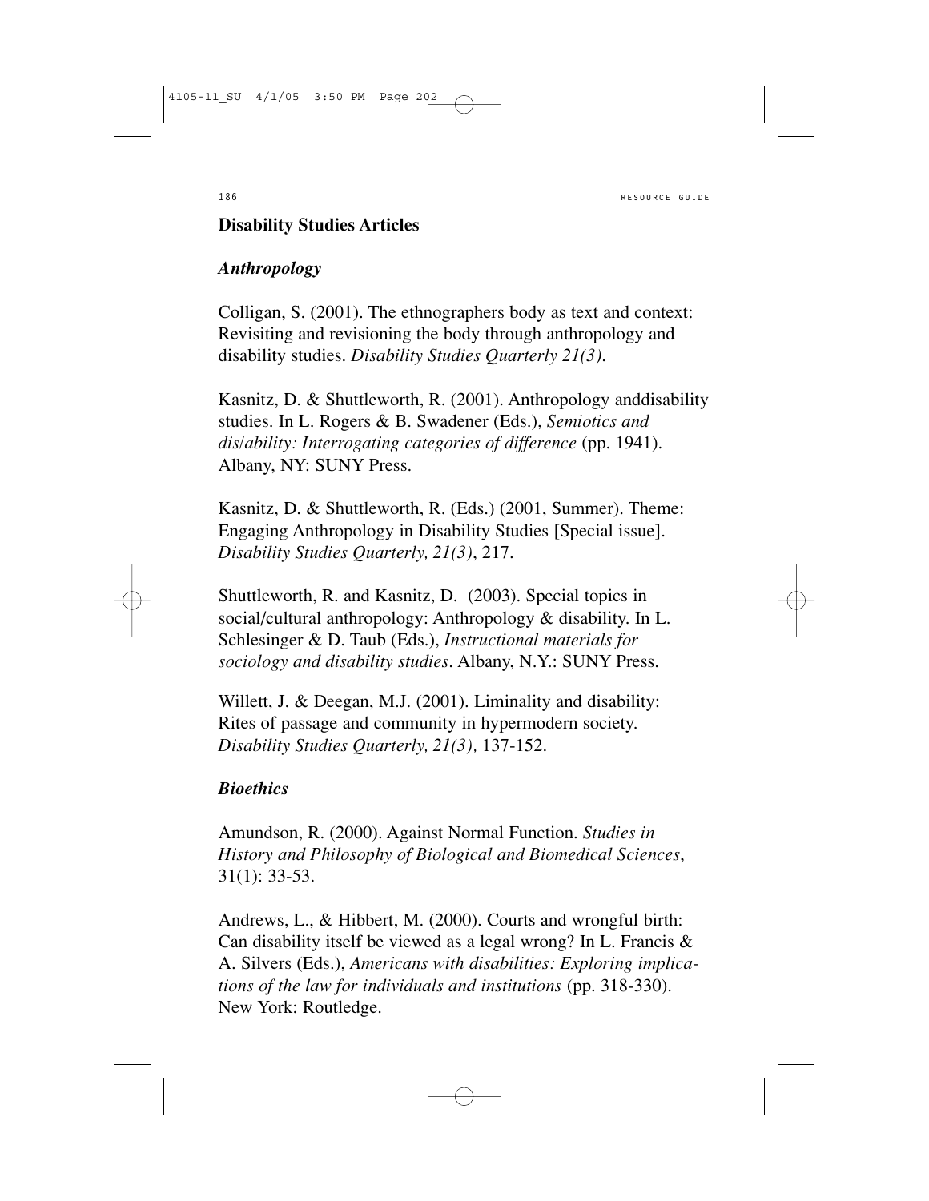## Disability Studies Articles

### *Anthropology*

Colligan, S. (2001). The ethnographers body as text and context: Revisiting and revisioning the body through anthropology and disability studies. *Disability Studies Quarterly 21(3)*.

Kasnitz, D. & Shuttleworth, R. (2001). Anthropology anddisability studies. In L. Rogers & B. Swadener (Eds.), *Semiotics and dis/ability: Interrogating categories of difference* (pp. 1941). Albany, NY: SUNY Press.

Kasnitz, D. & Shuttleworth, R. (Eds.) (2001, Summer). Theme: Engaging Anthropology in Disability Studies [Special issue]. *Disability Studies Quarterly, 21(3)*, 217.

Shuttleworth, R. and Kasnitz, D. (2003). Special topics in social/cultural anthropology: Anthropology & disability. In L. Schlesinger & D. Taub (Eds.), *Instructional materials for sociology and disability studies*. Albany, N.Y.: SUNY Press.

Willett, J. & Deegan, M.J. (2001). Liminality and disability: Rites of passage and community in hypermodern society. *Disability Studies Quarterly, 21(3),* 137-152.

### *Bioethics*

Amundson, R. (2000). Against Normal Function. *Studies in History and Philosophy of Biological and Biomedical Sciences*, 31(1): 33-53.

Andrews, L., & Hibbert, M. (2000). Courts and wrongful birth: Can disability itself be viewed as a legal wrong? In L. Francis & A. Silvers (Eds.), *Americans with disabilities: Exploring implications of the law for individuals and institutions* (pp. 318-330). New York: Routledge.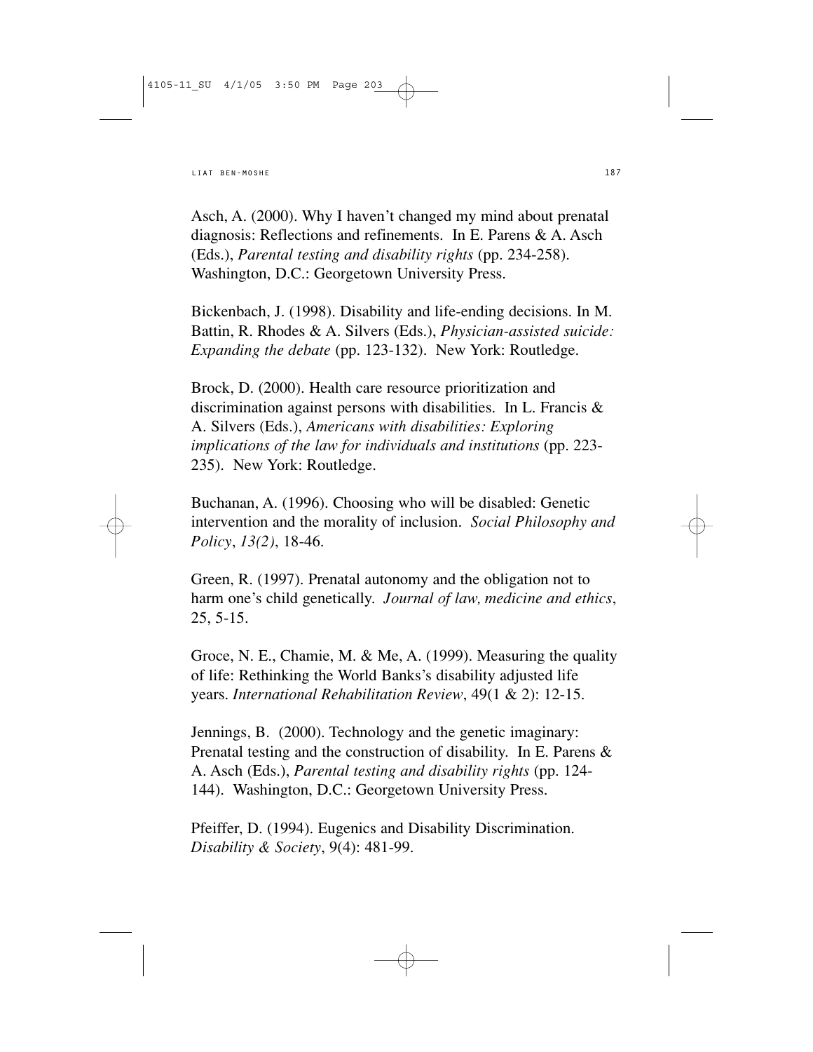Asch, A. (2000). Why I haven't changed my mind about prenatal diagnosis: Reflections and refinements. In E. Parens & A. Asch (Eds.), *Parental testing and disability rights* (pp. 234-258). Washington, D.C.: Georgetown University Press.

Bickenbach, J. (1998). Disability and life-ending decisions. In M. Battin, R. Rhodes & A. Silvers (Eds.), *Physician-assisted suicide: Expanding the debate* (pp. 123-132). New York: Routledge.

Brock, D. (2000). Health care resource prioritization and discrimination against persons with disabilities. In L. Francis & A. Silvers (Eds.), *Americans with disabilities: Exploring implications of the law for individuals and institutions* (pp. 223-235). New York: Routledge.

Buchanan, A. (1996). Choosing who will be disabled: Genetic intervention and the morality of inclusion. *Social Philosophy and Policy*, *13(2)*, 18-46.

Green, R. (1997). Prenatal autonomy and the obligation not to harm one's child genetically. *Journal of law, medicine and ethics*, 25, 5-15.

Groce, N. E., Chamie, M. & Me, A. (1999). Measuring the quality of life: Rethinking the World Banks's disability adjusted life years. *International Rehabilitation Review*, 49(1 & 2): 12-15.

Jennings, B. (2000). Technology and the genetic imaginary: Prenatal testing and the construction of disability. In E. Parens & A. Asch (Eds.), *Parental testing and disability rights* (pp. 124-144). Washington, D.C.: Georgetown University Press.

Pfeiffer, D. (1994). Eugenics and Disability Discrimination. *Disability & Society*, 9(4): 481-99.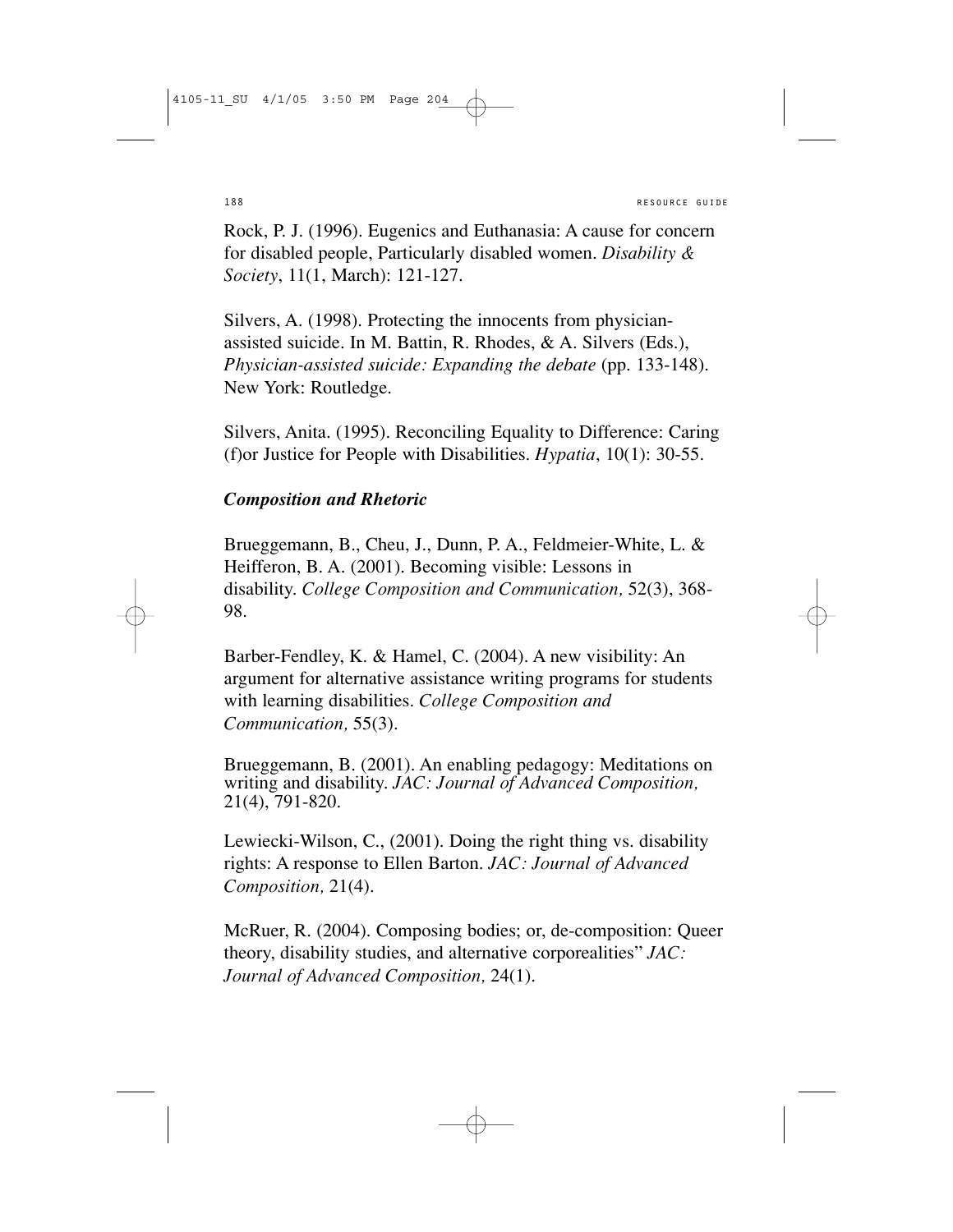Rock, P. J. (1996). Eugenics and Euthanasia: A cause for concern for disabled people, Particularly disabled women. *Disability & Society*, 11(1, March): 121-127.

Silvers, A. (1998). Protecting the innocents from physician-assisted suicide. In M. Battin, R. Rhodes, & A. Silvers (Eds.), *Physician-assisted suicide: Expanding the debate* (pp. 133-148). New York: Routledge.

Silvers, Anita. (1995). Reconciling Equality to Difference: Caring (f)or Justice for People with Disabilities. *Hypatia*, 10(1): 30-55.

***Composition and Rhetoric***

Brueggemann, B., Cheu, J., Dunn, P. A., Feldmeier-White, L. & Heifferon, B. A. (2001). Becoming visible: Lessons in disability. *College Composition and Communication,* 52(3), 368-98.

Barber-Fendley, K. & Hamel, C. (2004). A new visibility: An argument for alternative assistance writing programs for students with learning disabilities. *College Composition and Communication,* 55(3).

Brueggemann, B. (2001). An enabling pedagogy: Meditations on writing and disability. *JAC: Journal of Advanced Composition,* 21(4), 791-820.

Lewiecki-Wilson, C., (2001). Doing the right thing vs. disability rights: A response to Ellen Barton. *JAC: Journal of Advanced Composition,* 21(4).

McRuer, R. (2004). Composing bodies; or, de-composition: Queer theory, disability studies, and alternative corporealities" *JAC: Journal of Advanced Composition,* 24(1).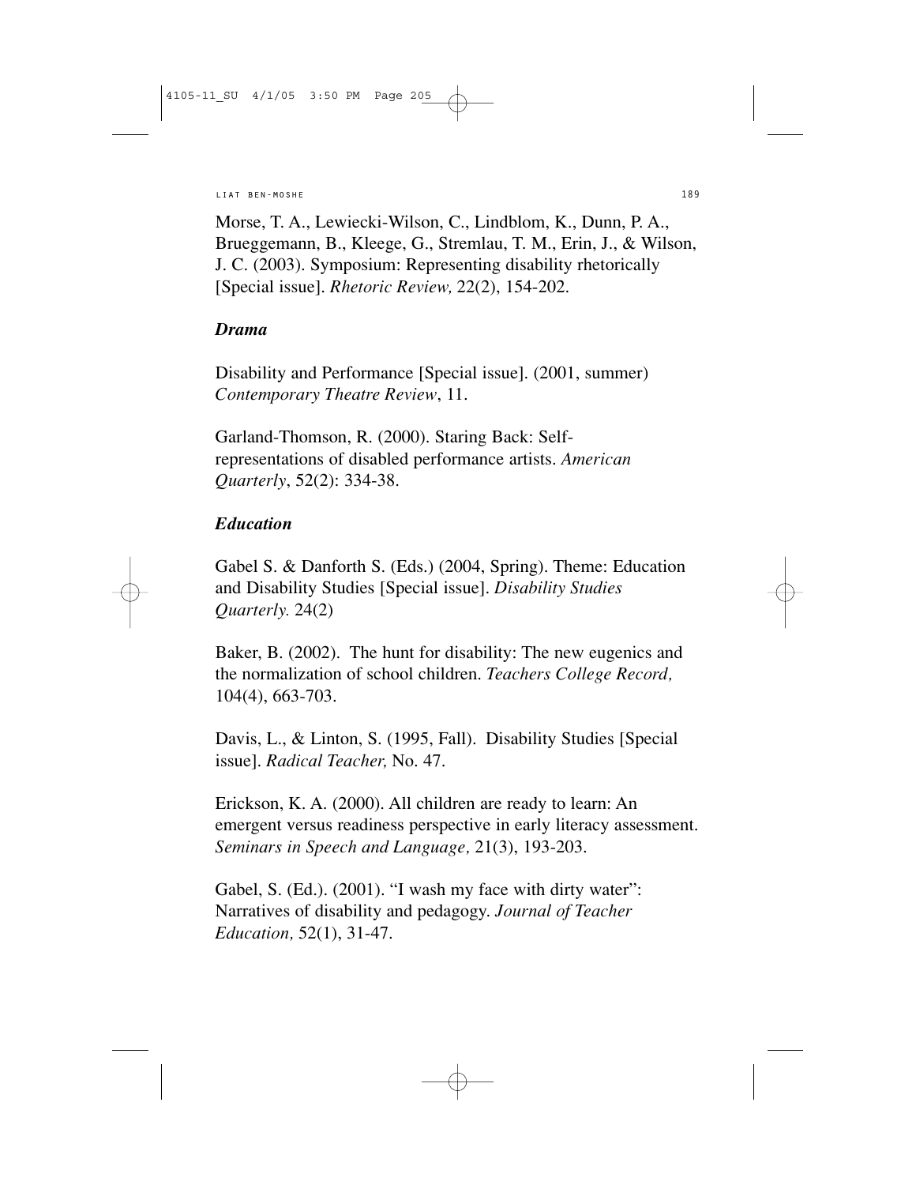Morse, T. A., Lewiecki-Wilson, C., Lindblom, K., Dunn, P. A., Brueggemann, B., Kleege, G., Stremlau, T. M., Erin, J., & Wilson, J. C. (2003). Symposium: Representing disability rhetorically [Special issue]. *Rhetoric Review,* 22(2), 154-202.

### *Drama*

Disability and Performance [Special issue]. (2001, summer) *Contemporary Theatre Review*, 11.

Garland-Thomson, R. (2000). Staring Back: Self-representations of disabled performance artists. *American Quarterly*, 52(2): 334-38.

### *Education*

Gabel S. & Danforth S. (Eds.) (2004, Spring). Theme: Education and Disability Studies [Special issue]. *Disability Studies Quarterly.* 24(2)

Baker, B. (2002). The hunt for disability: The new eugenics and the normalization of school children. *Teachers College Record,* 104(4), 663-703.

Davis, L., & Linton, S. (1995, Fall). Disability Studies [Special issue]. *Radical Teacher,* No. 47.

Erickson, K. A. (2000). All children are ready to learn: An emergent versus readiness perspective in early literacy assessment. *Seminars in Speech and Language,* 21(3), 193-203.

Gabel, S. (Ed.). (2001). "I wash my face with dirty water": Narratives of disability and pedagogy. *Journal of Teacher Education,* 52(1), 31-47.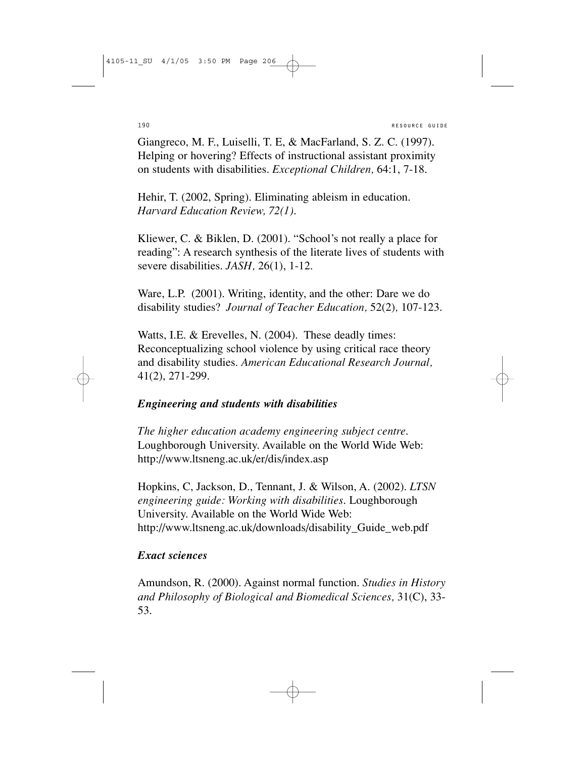Giangreco, M. F., Luiselli, T. E, & MacFarland, S. Z. C. (1997). Helping or hovering? Effects of instructional assistant proximity on students with disabilities. *Exceptional Children,* 64:1, 7-18.

Hehir, T. (2002, Spring). Eliminating ableism in education. *Harvard Education Review, 72(1).*

Kliewer, C. & Biklen, D. (2001). "School's not really a place for reading": A research synthesis of the literate lives of students with severe disabilities. *JASH,* 26(1), 1-12.

Ware, L.P. (2001). Writing, identity, and the other: Dare we do disability studies? *Journal of Teacher Education,* 52(2)*,* 107-123.

Watts, I.E. & Erevelles, N. (2004). These deadly times: Reconceptualizing school violence by using critical race theory and disability studies. *American Educational Research Journal,* 41(2), 271-299.

### *Engineering and students with disabilities*

*The higher education academy engineering subject centre*. Loughborough University. Available on the World Wide Web: http://www.ltsneng.ac.uk/er/dis/index.asp

Hopkins, C, Jackson, D., Tennant, J. & Wilson, A. (2002). *LTSN engineering guide: Working with disabilities*. Loughborough University. Available on the World Wide Web: http://www.ltsneng.ac.uk/downloads/disability_Guide_web.pdf

### *Exact sciences*

Amundson, R. (2000). Against normal function. *Studies in History and Philosophy of Biological and Biomedical Sciences,* 31(C), 33-53.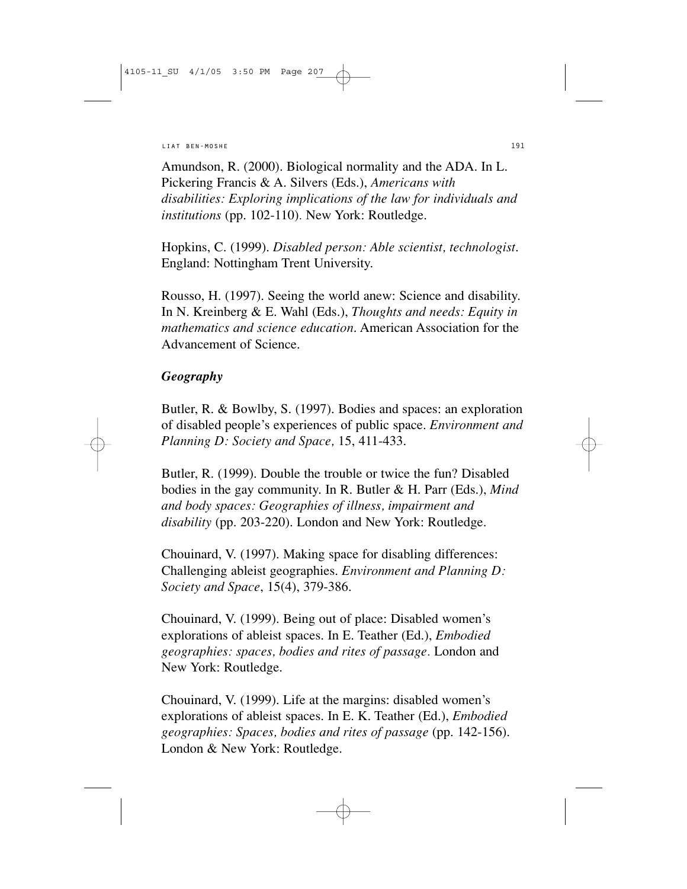Amundson, R. (2000). Biological normality and the ADA. In L. Pickering Francis & A. Silvers (Eds.), *Americans with disabilities: Exploring implications of the law for individuals and institutions* (pp. 102-110). New York: Routledge.

Hopkins, C. (1999). *Disabled person: Able scientist, technologist*. England: Nottingham Trent University.

Rousso, H. (1997). Seeing the world anew: Science and disability. In N. Kreinberg & E. Wahl (Eds.), *Thoughts and needs: Equity in mathematics and science education*. American Association for the Advancement of Science.

### *Geography*

Butler, R. & Bowlby, S. (1997). Bodies and spaces: an exploration of disabled people's experiences of public space. *Environment and Planning D: Society and Space,* 15, 411-433.

Butler, R. (1999). Double the trouble or twice the fun? Disabled bodies in the gay community. In R. Butler & H. Parr (Eds.), *Mind and body spaces: Geographies of illness, impairment and disability* (pp. 203-220). London and New York: Routledge.

Chouinard, V. (1997). Making space for disabling differences: Challenging ableist geographies. *Environment and Planning D: Society and Space*, 15(4), 379-386.

Chouinard, V. (1999). Being out of place: Disabled women's explorations of ableist spaces. In E. Teather (Ed.), *Embodied geographies: spaces, bodies and rites of passage*. London and New York: Routledge.

Chouinard, V. (1999). Life at the margins: disabled women's explorations of ableist spaces. In E. K. Teather (Ed.), *Embodied geographies: Spaces, bodies and rites of passage* (pp. 142-156). London & New York: Routledge.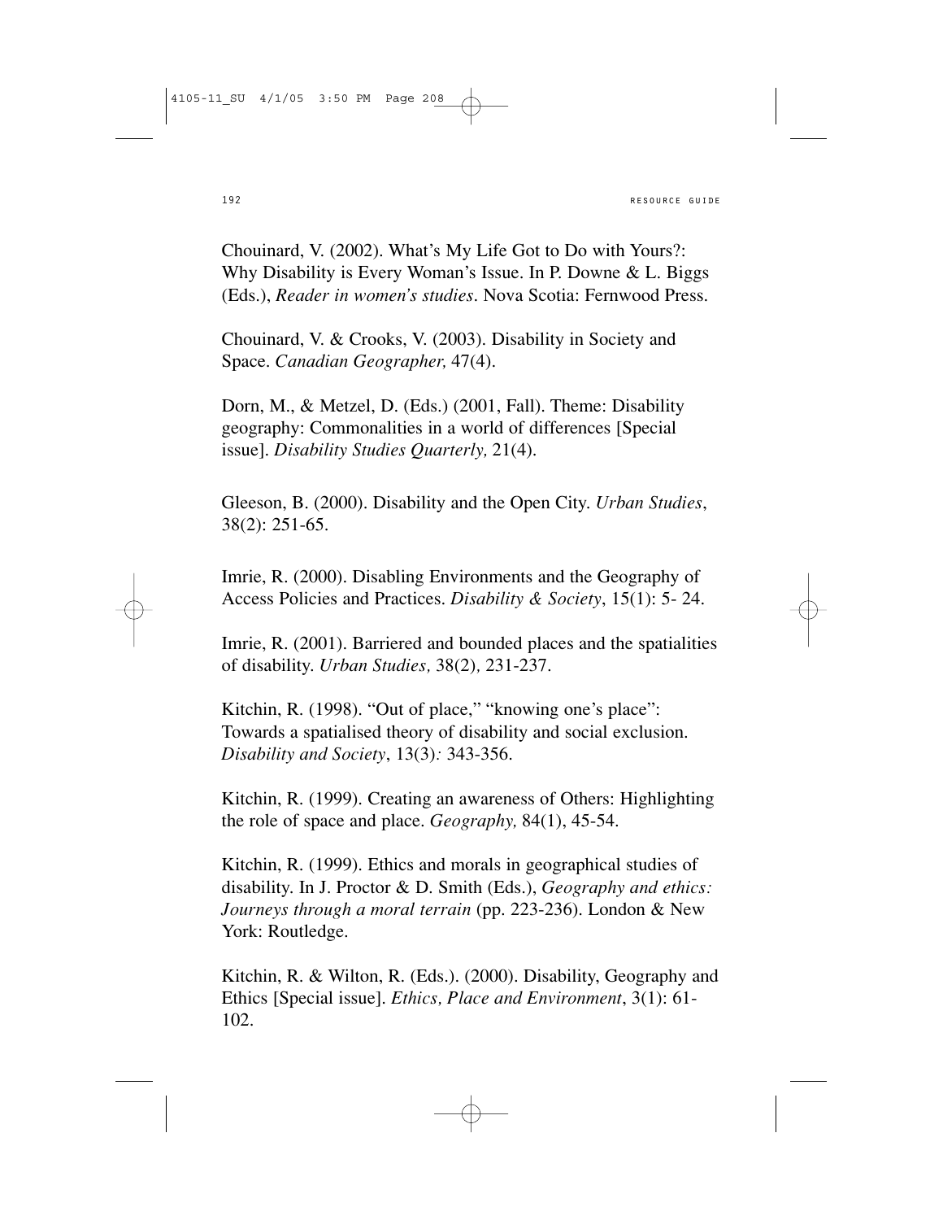Chouinard, V. (2002). What's My Life Got to Do with Yours?: Why Disability is Every Woman's Issue. In P. Downe & L. Biggs (Eds.), *Reader in women's studies*. Nova Scotia: Fernwood Press.

Chouinard, V. & Crooks, V. (2003). Disability in Society and Space. *Canadian Geographer,* 47(4).

Dorn, M., & Metzel, D. (Eds.) (2001, Fall). Theme: Disability geography: Commonalities in a world of differences [Special issue]. *Disability Studies Quarterly,* 21(4).

Gleeson, B. (2000). Disability and the Open City. *Urban Studies*, 38(2): 251-65.

Imrie, R. (2000). Disabling Environments and the Geography of Access Policies and Practices. *Disability & Society*, 15(1): 5- 24.

Imrie, R. (2001). Barriered and bounded places and the spatialities of disability. *Urban Studies,* 38(2), 231-237.

Kitchin, R. (1998). "Out of place," "knowing one's place": Towards a spatialised theory of disability and social exclusion. *Disability and Society*, 13(3)*:* 343-356.

Kitchin, R. (1999). Creating an awareness of Others: Highlighting the role of space and place. *Geography,* 84(1), 45-54.

Kitchin, R. (1999). Ethics and morals in geographical studies of disability. In J. Proctor & D. Smith (Eds.), *Geography and ethics: Journeys through a moral terrain* (pp. 223-236). London & New York: Routledge.

Kitchin, R. & Wilton, R. (Eds.). (2000). Disability, Geography and Ethics [Special issue]. *Ethics, Place and Environment*, 3(1): 61-102.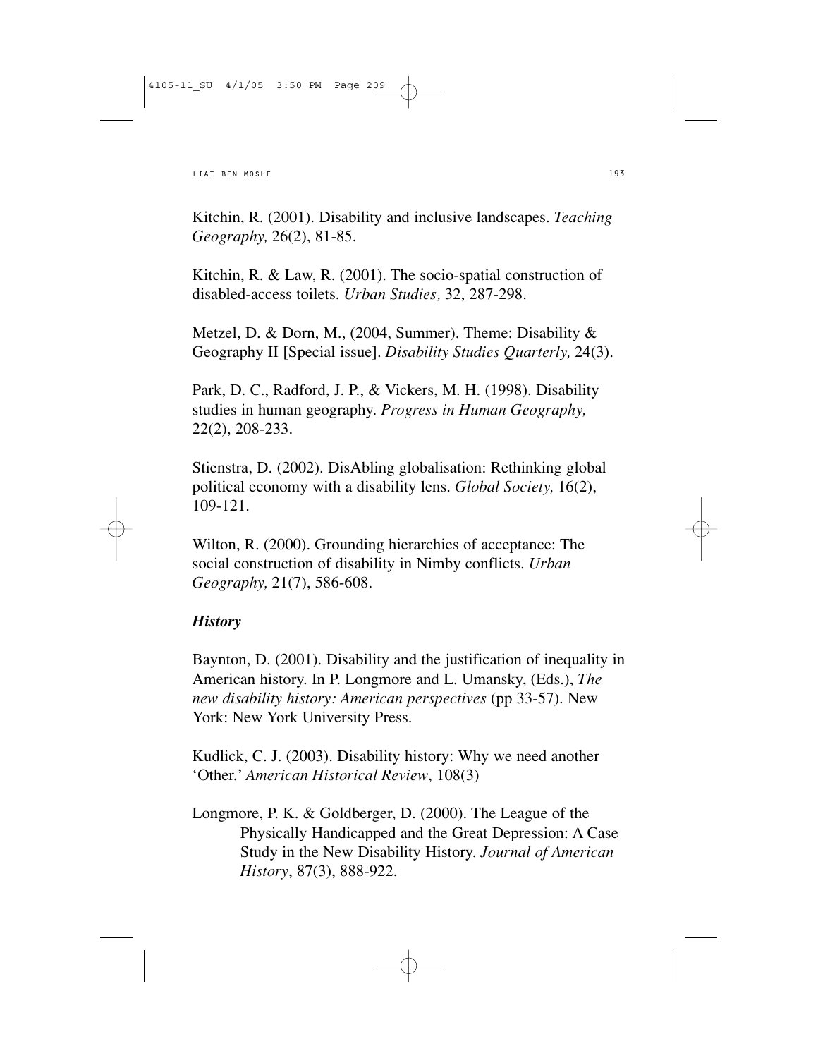Kitchin, R. (2001). Disability and inclusive landscapes. *Teaching Geography,* 26(2), 81-85.

Kitchin, R. & Law, R. (2001). The socio-spatial construction of disabled-access toilets. *Urban Studies,* 32, 287-298.

Metzel, D. & Dorn, M., (2004, Summer). Theme: Disability & Geography II [Special issue]. *Disability Studies Quarterly,* 24(3).

Park, D. C., Radford, J. P., & Vickers, M. H. (1998). Disability studies in human geography. *Progress in Human Geography,* 22(2), 208-233.

Stienstra, D. (2002). DisAbling globalisation: Rethinking global political economy with a disability lens. *Global Society,* 16(2), 109-121.

Wilton, R. (2000). Grounding hierarchies of acceptance: The social construction of disability in Nimby conflicts. *Urban Geography,* 21(7), 586-608.

### *History*

Baynton, D. (2001). Disability and the justification of inequality in American history. In P. Longmore and L. Umansky, (Eds.), *The new disability history: American perspectives* (pp 33-57). New York: New York University Press.

Kudlick, C. J. (2003). Disability history: Why we need another 'Other.' *American Historical Review*, 108(3)

Longmore, P. K. & Goldberger, D. (2000). The League of the Physically Handicapped and the Great Depression: A Case Study in the New Disability History. *Journal of American History*, 87(3), 888-922.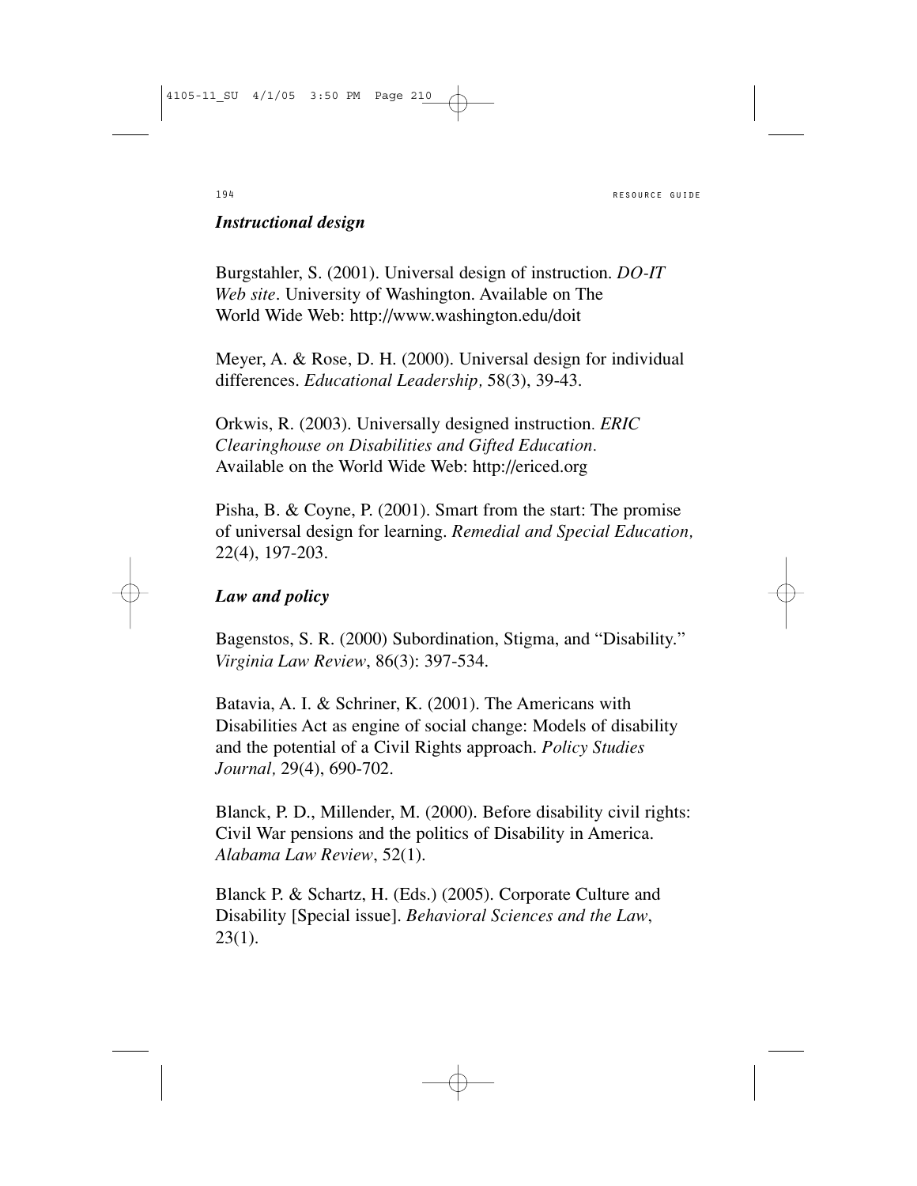### *Instructional design*

Burgstahler, S. (2001). Universal design of instruction. *DO-IT Web site*. University of Washington. Available on The World Wide Web: http://www.washington.edu/doit

Meyer, A. & Rose, D. H. (2000). Universal design for individual differences. *Educational Leadership,* 58(3), 39-43.

Orkwis, R. (2003). Universally designed instruction. *ERIC Clearinghouse on Disabilities and Gifted Education.* Available on the World Wide Web: http://ericed.org

Pisha, B. & Coyne, P. (2001). Smart from the start: The promise of universal design for learning. *Remedial and Special Education,* 22(4), 197-203.

### *Law and policy*

Bagenstos, S. R. (2000) Subordination, Stigma, and "Disability." *Virginia Law Review*, 86(3): 397-534.

Batavia, A. I. & Schriner, K. (2001). The Americans with Disabilities Act as engine of social change: Models of disability and the potential of a Civil Rights approach. *Policy Studies Journal,* 29(4), 690-702.

Blanck, P. D., Millender, M. (2000). Before disability civil rights: Civil War pensions and the politics of Disability in America. *Alabama Law Review*, 52(1).

Blanck P. & Schartz, H. (Eds.) (2005). Corporate Culture and Disability [Special issue]. *Behavioral Sciences and the Law*, 23(1).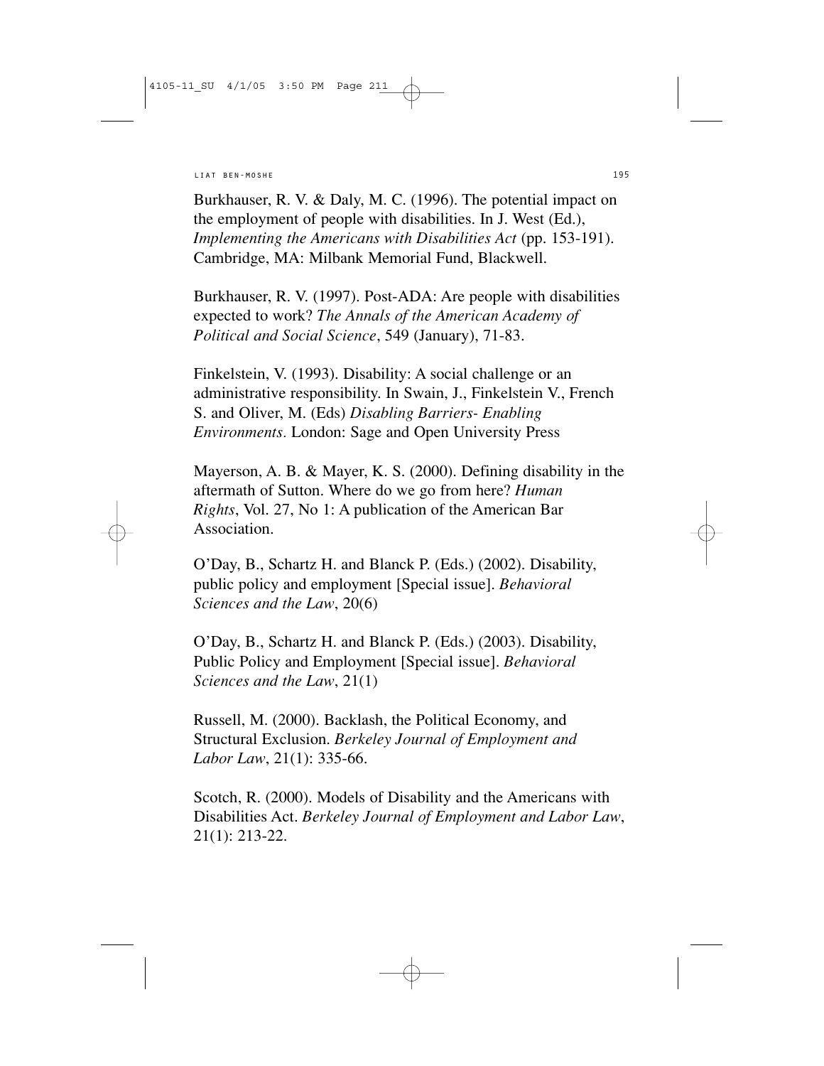Burkhauser, R. V. & Daly, M. C. (1996). The potential impact on the employment of people with disabilities. In J. West (Ed.), *Implementing the Americans with Disabilities Act* (pp. 153-191). Cambridge, MA: Milbank Memorial Fund, Blackwell.

Burkhauser, R. V. (1997). Post-ADA: Are people with disabilities expected to work? *The Annals of the American Academy of Political and Social Science*, 549 (January), 71-83.

Finkelstein, V. (1993). Disability: A social challenge or an administrative responsibility. In Swain, J., Finkelstein V., French S. and Oliver, M. (Eds) *Disabling Barriers- Enabling Environments.* London: Sage and Open University Press

Mayerson, A. B. & Mayer, K. S. (2000). Defining disability in the aftermath of Sutton. Where do we go from here? *Human Rights*, Vol. 27, No 1: A publication of the American Bar Association.

O'Day, B., Schartz H. and Blanck P. (Eds.) (2002). Disability, public policy and employment [Special issue]. *Behavioral Sciences and the Law*, 20(6)

O'Day, B., Schartz H. and Blanck P. (Eds.) (2003). Disability, Public Policy and Employment [Special issue]. *Behavioral Sciences and the Law*, 21(1)

Russell, M. (2000). Backlash, the Political Economy, and Structural Exclusion. *Berkeley Journal of Employment and Labor Law*, 21(1): 335-66.

Scotch, R. (2000). Models of Disability and the Americans with Disabilities Act. *Berkeley Journal of Employment and Labor Law*, 21(1): 213-22.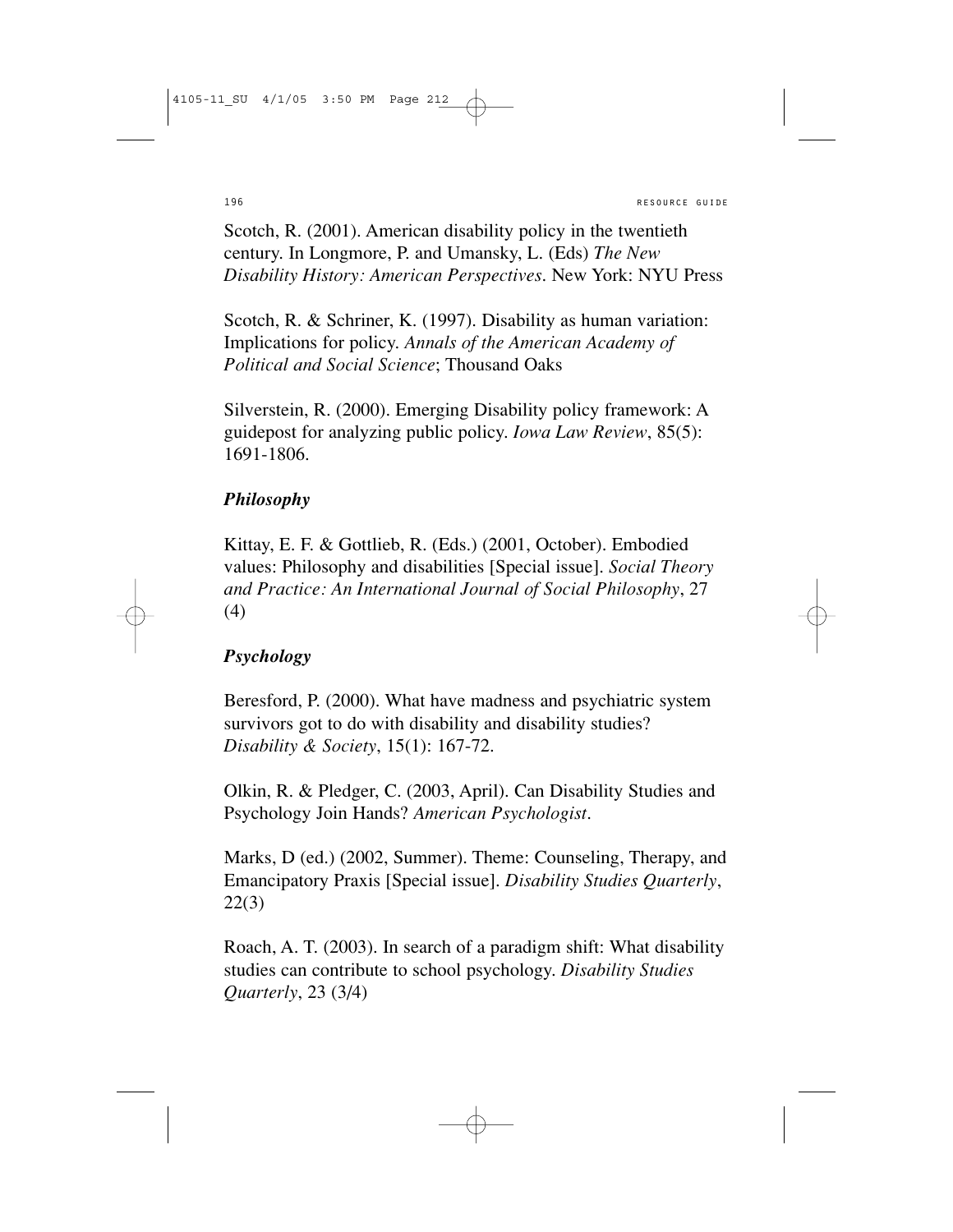Scotch, R. (2001). American disability policy in the twentieth century. In Longmore, P. and Umansky, L. (Eds) *The New Disability History: American Perspectives*. New York: NYU Press

Scotch, R. & Schriner, K. (1997). Disability as human variation: Implications for policy. *Annals of the American Academy of Political and Social Science*; Thousand Oaks

Silverstein, R. (2000). Emerging Disability policy framework: A guidepost for analyzing public policy. *Iowa Law Review*, 85(5): 1691-1806.

### *Philosophy*

Kittay, E. F. & Gottlieb, R. (Eds.) (2001, October). Embodied values: Philosophy and disabilities [Special issue]. *Social Theory and Practice: An International Journal of Social Philosophy*, 27 (4)

### *Psychology*

Beresford, P. (2000). What have madness and psychiatric system survivors got to do with disability and disability studies? *Disability & Society*, 15(1): 167-72.

Olkin, R. & Pledger, C. (2003, April). Can Disability Studies and Psychology Join Hands? *American Psychologist*.

Marks, D (ed.) (2002, Summer). Theme: Counseling, Therapy, and Emancipatory Praxis [Special issue]. *Disability Studies Quarterly*, 22(3)

Roach, A. T. (2003). In search of a paradigm shift: What disability studies can contribute to school psychology. *Disability Studies Quarterly*, 23 (3/4)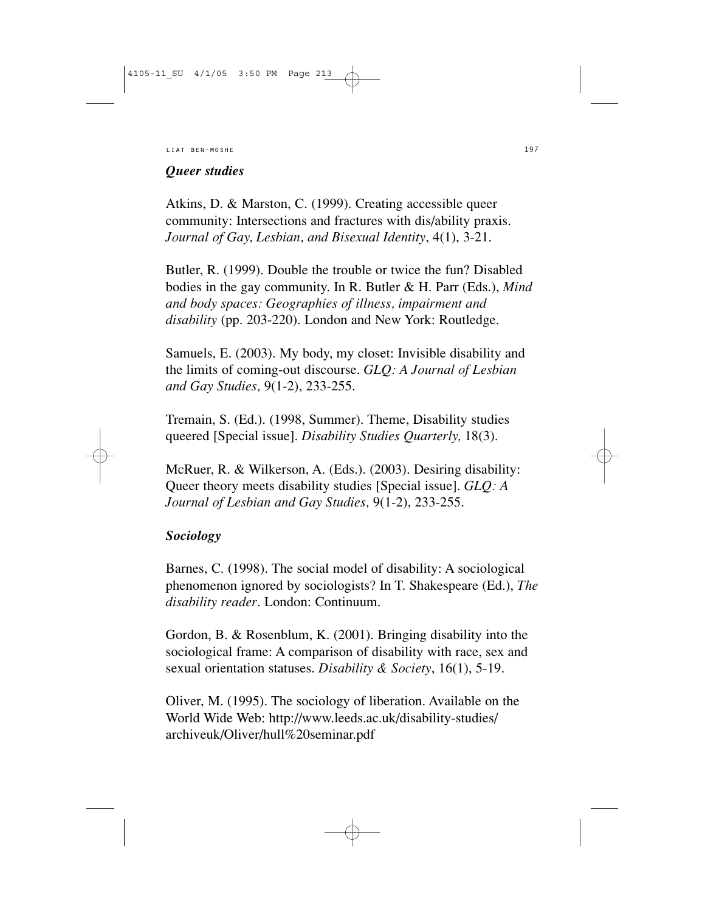### *Queer studies*

Atkins, D. & Marston, C. (1999). Creating accessible queer community: Intersections and fractures with dis/ability praxis. *Journal of Gay, Lesbian, and Bisexual Identity*, 4(1), 3-21.

Butler, R. (1999). Double the trouble or twice the fun? Disabled bodies in the gay community. In R. Butler & H. Parr (Eds.), *Mind and body spaces: Geographies of illness, impairment and disability* (pp. 203-220). London and New York: Routledge.

Samuels, E. (2003). My body, my closet: Invisible disability and the limits of coming-out discourse. *GLQ: A Journal of Lesbian and Gay Studies,* 9(1-2), 233-255.

Tremain, S. (Ed.). (1998, Summer). Theme, Disability studies queered [Special issue]. *Disability Studies Quarterly,* 18(3).

McRuer, R. & Wilkerson, A. (Eds.). (2003). Desiring disability: Queer theory meets disability studies [Special issue]. *GLQ: A Journal of Lesbian and Gay Studies,* 9(1-2), 233-255.

### *Sociology*

Barnes, C. (1998). The social model of disability: A sociological phenomenon ignored by sociologists? In T. Shakespeare (Ed.), *The disability reader*. London: Continuum.

Gordon, B. & Rosenblum, K. (2001). Bringing disability into the sociological frame: A comparison of disability with race, sex and sexual orientation statuses. *Disability & Society*, 16(1), 5-19.

Oliver, M. (1995). The sociology of liberation. Available on the World Wide Web: http://www.leeds.ac.uk/disability-studies/archiveuk/Oliver/hull%20seminar.pdf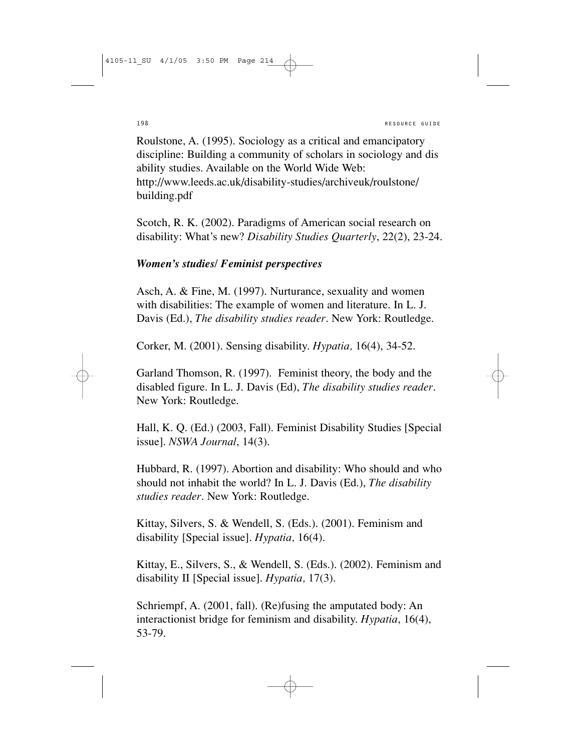Roulstone, A. (1995). Sociology as a critical and emancipatory discipline: Building a community of scholars in sociology and dis ability studies. Available on the World Wide Web: http://www.leeds.ac.uk/disability-studies/archiveuk/roulstone/building.pdf

Scotch, R. K. (2002). Paradigms of American social research on disability: What's new? *Disability Studies Quarterly*, 22(2), 23-24.

***Women's studies/ Feminist perspectives***

Asch, A. & Fine, M. (1997). Nurturance, sexuality and women with disabilities: The example of women and literature. In L. J. Davis (Ed.), *The disability studies reader*. New York: Routledge.

Corker, M. (2001). Sensing disability. *Hypatia,* 16(4), 34-52.

Garland Thomson, R. (1997). Feminist theory, the body and the disabled figure. In L. J. Davis (Ed), *The disability studies reader*. New York: Routledge.

Hall, K. Q. (Ed.) (2003, Fall). Feminist Disability Studies [Special issue]. *NSWA Journal*, 14(3).

Hubbard, R. (1997). Abortion and disability: Who should and who should not inhabit the world? In L. J. Davis (Ed.), *The disability studies reader*. New York: Routledge.

Kittay, Silvers, S. & Wendell, S. (Eds.). (2001). Feminism and disability [Special issue]. *Hypatia,* 16(4).

Kittay, E., Silvers, S., & Wendell, S. (Eds.). (2002). Feminism and disability II [Special issue]. *Hypatia,* 17(3).

Schriempf, A. (2001, fall). (Re)fusing the amputated body: An interactionist bridge for feminism and disability. *Hypatia*, 16(4), 53-79.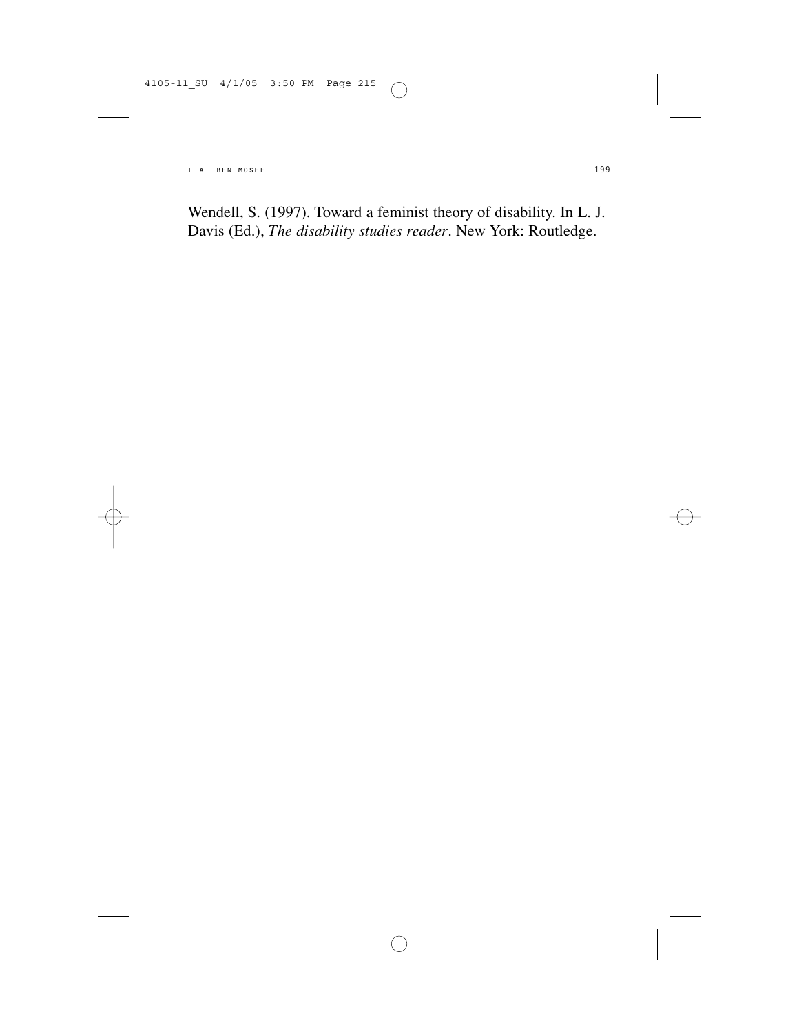Wendell, S. (1997). Toward a feminist theory of disability. In L. J. Davis (Ed.), *The disability studies reader*. New York: Routledge.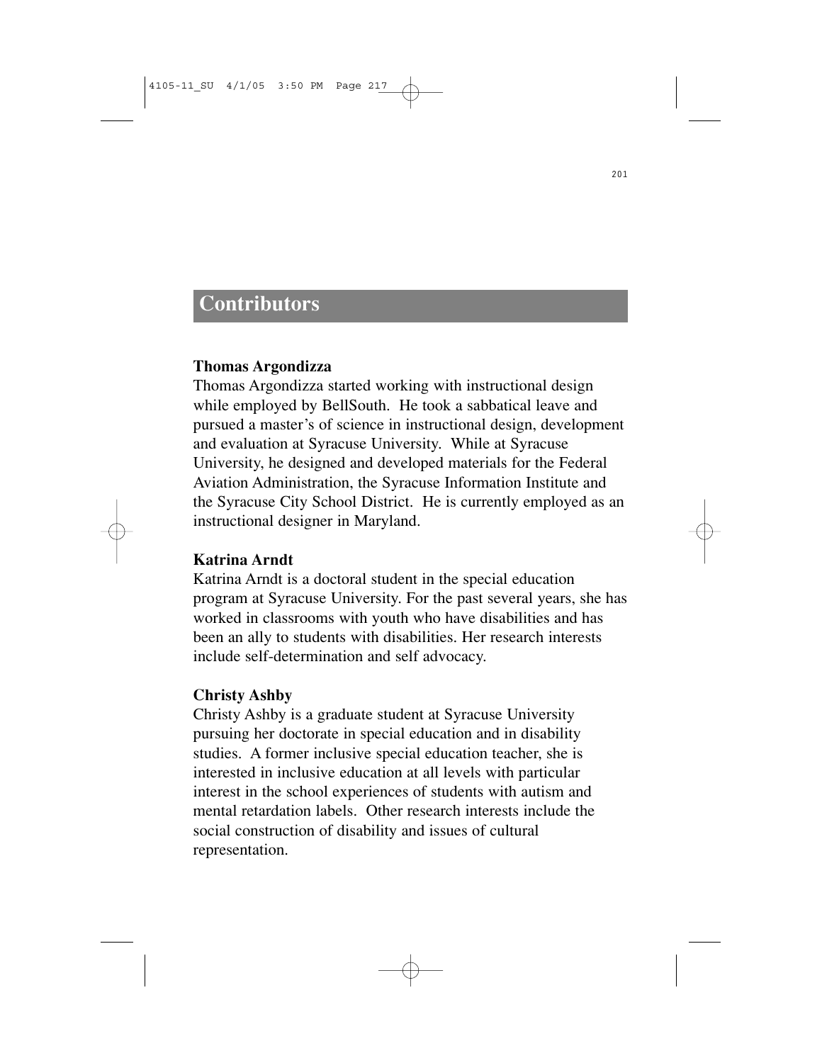# Contributors

**Thomas Argondizza**

Thomas Argondizza started working with instructional design while employed by BellSouth. He took a sabbatical leave and pursued a master's of science in instructional design, development and evaluation at Syracuse University. While at Syracuse University, he designed and developed materials for the Federal Aviation Administration, the Syracuse Information Institute and the Syracuse City School District. He is currently employed as an instructional designer in Maryland.

**Katrina Arndt**

Katrina Arndt is a doctoral student in the special education program at Syracuse University. For the past several years, she has worked in classrooms with youth who have disabilities and has been an ally to students with disabilities. Her research interests include self-determination and self advocacy.

**Christy Ashby**

Christy Ashby is a graduate student at Syracuse University pursuing her doctorate in special education and in disability studies. A former inclusive special education teacher, she is interested in inclusive education at all levels with particular interest in the school experiences of students with autism and mental retardation labels. Other research interests include the social construction of disability and issues of cultural representation.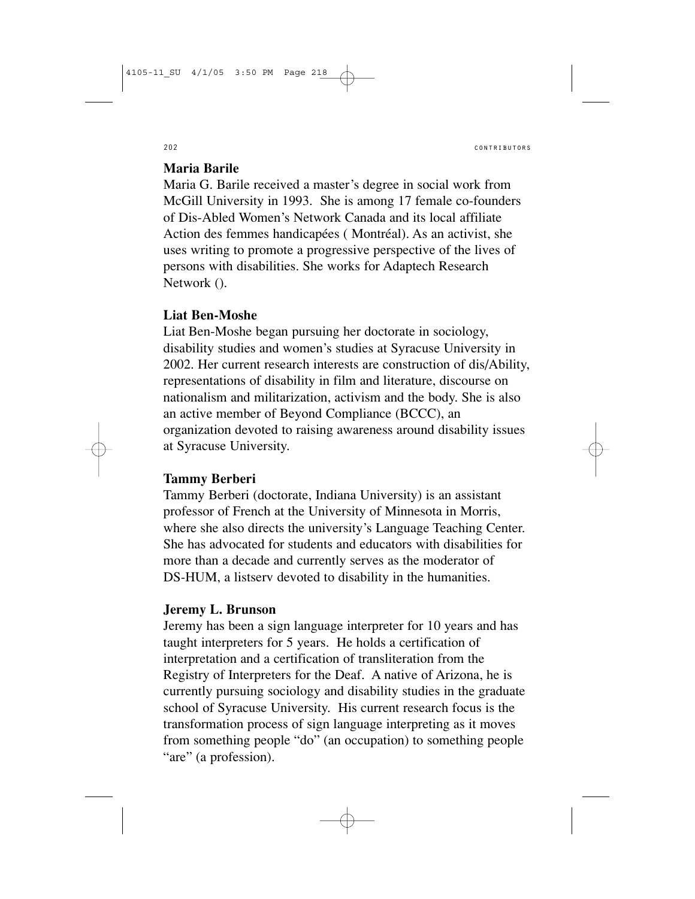## Maria Barile

Maria G. Barile received a master's degree in social work from McGill University in 1993. She is among 17 female co-founders of Dis-Abled Women's Network Canada and its local affiliate Action des femmes handicapées ( Montréal). As an activist, she uses writing to promote a progressive perspective of the lives of persons with disabilities. She works for Adaptech Research Network ().

## Liat Ben-Moshe

Liat Ben-Moshe began pursuing her doctorate in sociology, disability studies and women's studies at Syracuse University in 2002. Her current research interests are construction of dis/Ability, representations of disability in film and literature, discourse on nationalism and militarization, activism and the body. She is also an active member of Beyond Compliance (BCCC), an organization devoted to raising awareness around disability issues at Syracuse University.

## Tammy Berberi

Tammy Berberi (doctorate, Indiana University) is an assistant professor of French at the University of Minnesota in Morris, where she also directs the university's Language Teaching Center. She has advocated for students and educators with disabilities for more than a decade and currently serves as the moderator of DS-HUM, a listserv devoted to disability in the humanities.

## Jeremy L. Brunson

Jeremy has been a sign language interpreter for 10 years and has taught interpreters for 5 years. He holds a certification of interpretation and a certification of transliteration from the Registry of Interpreters for the Deaf. A native of Arizona, he is currently pursuing sociology and disability studies in the graduate school of Syracuse University. His current research focus is the transformation process of sign language interpreting as it moves from something people "do" (an occupation) to something people "are" (a profession).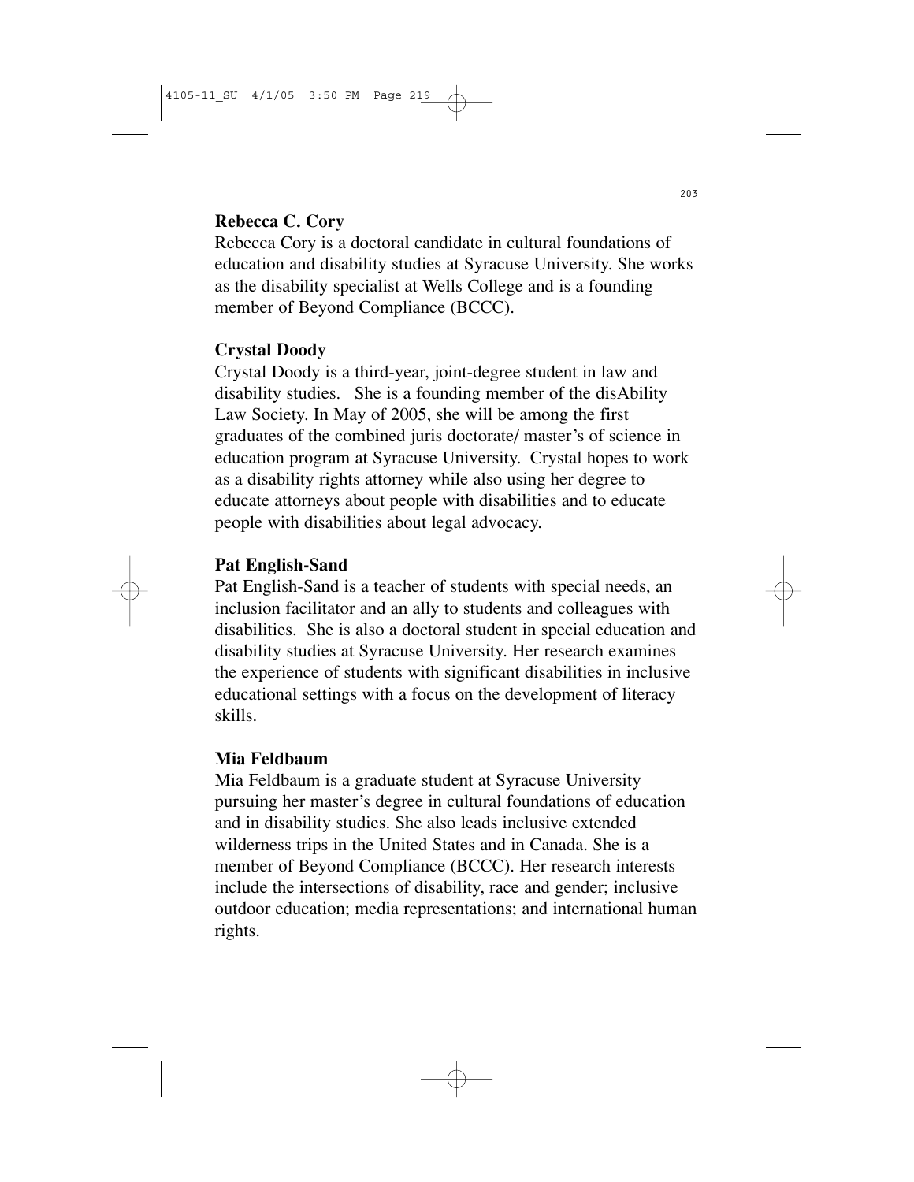**Rebecca C. Cory**

Rebecca Cory is a doctoral candidate in cultural foundations of education and disability studies at Syracuse University. She works as the disability specialist at Wells College and is a founding member of Beyond Compliance (BCCC).

**Crystal Doody**

Crystal Doody is a third-year, joint-degree student in law and disability studies. She is a founding member of the disAbility Law Society. In May of 2005, she will be among the first graduates of the combined juris doctorate/ master's of science in education program at Syracuse University. Crystal hopes to work as a disability rights attorney while also using her degree to educate attorneys about people with disabilities and to educate people with disabilities about legal advocacy.

**Pat English-Sand**

Pat English-Sand is a teacher of students with special needs, an inclusion facilitator and an ally to students and colleagues with disabilities. She is also a doctoral student in special education and disability studies at Syracuse University. Her research examines the experience of students with significant disabilities in inclusive educational settings with a focus on the development of literacy skills.

**Mia Feldbaum**

Mia Feldbaum is a graduate student at Syracuse University pursuing her master's degree in cultural foundations of education and in disability studies. She also leads inclusive extended wilderness trips in the United States and in Canada. She is a member of Beyond Compliance (BCCC). Her research interests include the intersections of disability, race and gender; inclusive outdoor education; media representations; and international human rights.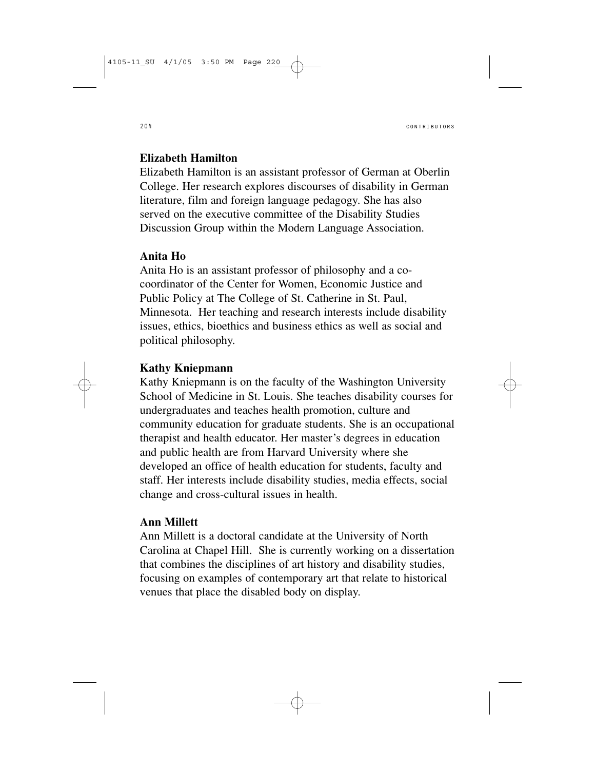**Elizabeth Hamilton**

Elizabeth Hamilton is an assistant professor of German at Oberlin College. Her research explores discourses of disability in German literature, film and foreign language pedagogy. She has also served on the executive committee of the Disability Studies Discussion Group within the Modern Language Association.

**Anita Ho**

Anita Ho is an assistant professor of philosophy and a co-coordinator of the Center for Women, Economic Justice and Public Policy at The College of St. Catherine in St. Paul, Minnesota. Her teaching and research interests include disability issues, ethics, bioethics and business ethics as well as social and political philosophy.

**Kathy Kniepmann**

Kathy Kniepmann is on the faculty of the Washington University School of Medicine in St. Louis. She teaches disability courses for undergraduates and teaches health promotion, culture and community education for graduate students. She is an occupational therapist and health educator. Her master's degrees in education and public health are from Harvard University where she developed an office of health education for students, faculty and staff. Her interests include disability studies, media effects, social change and cross-cultural issues in health.

**Ann Millett**

Ann Millett is a doctoral candidate at the University of North Carolina at Chapel Hill. She is currently working on a dissertation that combines the disciplines of art history and disability studies, focusing on examples of contemporary art that relate to historical venues that place the disabled body on display.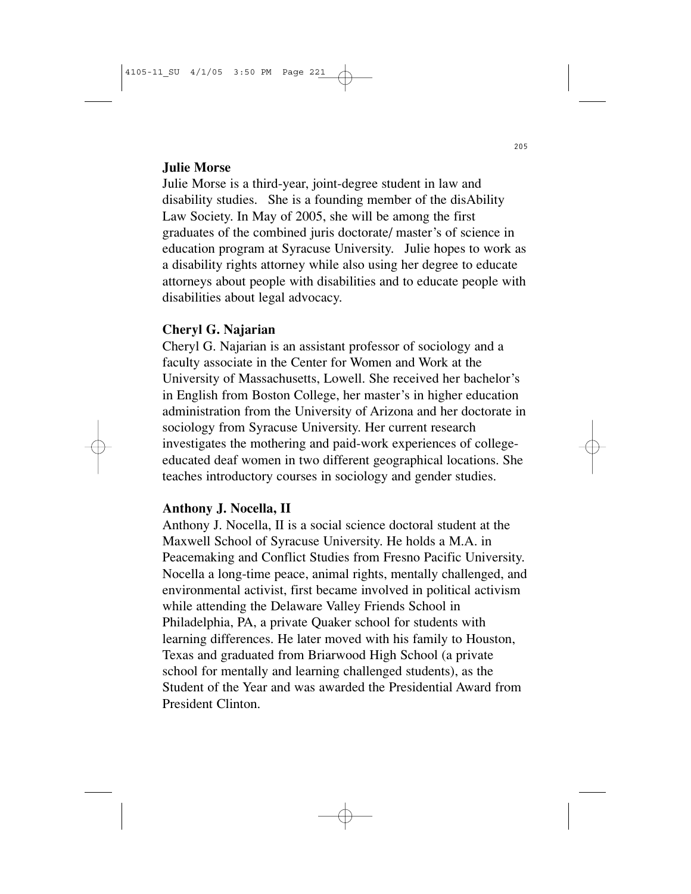### Julie Morse

Julie Morse is a third-year, joint-degree student in law and disability studies. She is a founding member of the disAbility Law Society. In May of 2005, she will be among the first graduates of the combined juris doctorate/ master's of science in education program at Syracuse University. Julie hopes to work as a disability rights attorney while also using her degree to educate attorneys about people with disabilities and to educate people with disabilities about legal advocacy.

### Cheryl G. Najarian

Cheryl G. Najarian is an assistant professor of sociology and a faculty associate in the Center for Women and Work at the University of Massachusetts, Lowell. She received her bachelor's in English from Boston College, her master's in higher education administration from the University of Arizona and her doctorate in sociology from Syracuse University. Her current research investigates the mothering and paid-work experiences of college-educated deaf women in two different geographical locations. She teaches introductory courses in sociology and gender studies.

### Anthony J. Nocella, II

Anthony J. Nocella, II is a social science doctoral student at the Maxwell School of Syracuse University. He holds a M.A. in Peacemaking and Conflict Studies from Fresno Pacific University. Nocella a long-time peace, animal rights, mentally challenged, and environmental activist, first became involved in political activism while attending the Delaware Valley Friends School in Philadelphia, PA, a private Quaker school for students with learning differences. He later moved with his family to Houston, Texas and graduated from Briarwood High School (a private school for mentally and learning challenged students), as the Student of the Year and was awarded the Presidential Award from President Clinton.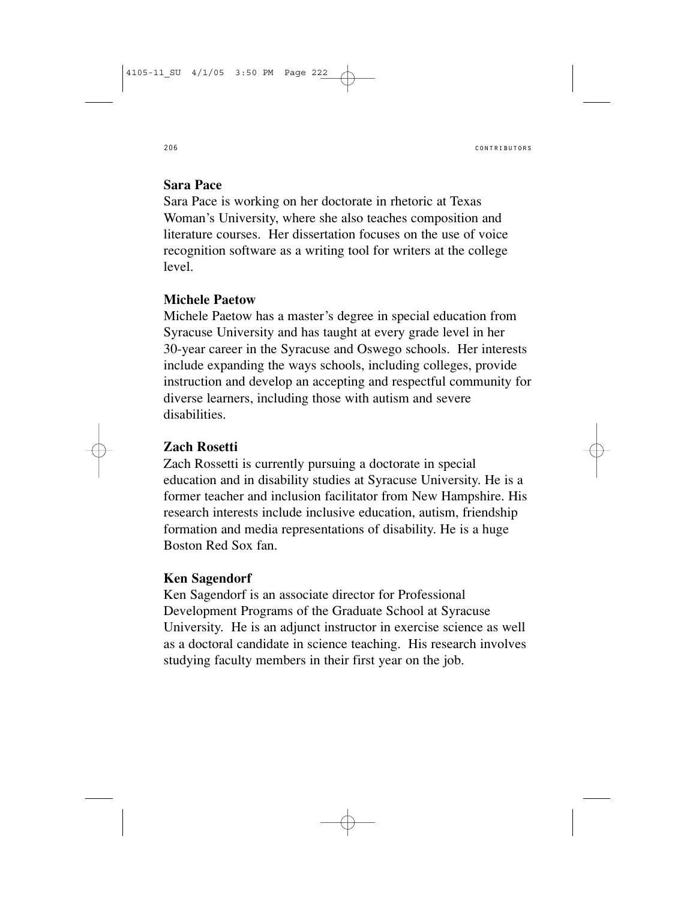### Sara Pace

Sara Pace is working on her doctorate in rhetoric at Texas Woman's University, where she also teaches composition and literature courses. Her dissertation focuses on the use of voice recognition software as a writing tool for writers at the college level.

### Michele Paetow

Michele Paetow has a master's degree in special education from Syracuse University and has taught at every grade level in her 30-year career in the Syracuse and Oswego schools. Her interests include expanding the ways schools, including colleges, provide instruction and develop an accepting and respectful community for diverse learners, including those with autism and severe disabilities.

### Zach Rosetti

Zach Rossetti is currently pursuing a doctorate in special education and in disability studies at Syracuse University. He is a former teacher and inclusion facilitator from New Hampshire. His research interests include inclusive education, autism, friendship formation and media representations of disability. He is a huge Boston Red Sox fan.

### Ken Sagendorf

Ken Sagendorf is an associate director for Professional Development Programs of the Graduate School at Syracuse University. He is an adjunct instructor in exercise science as well as a doctoral candidate in science teaching. His research involves studying faculty members in their first year on the job.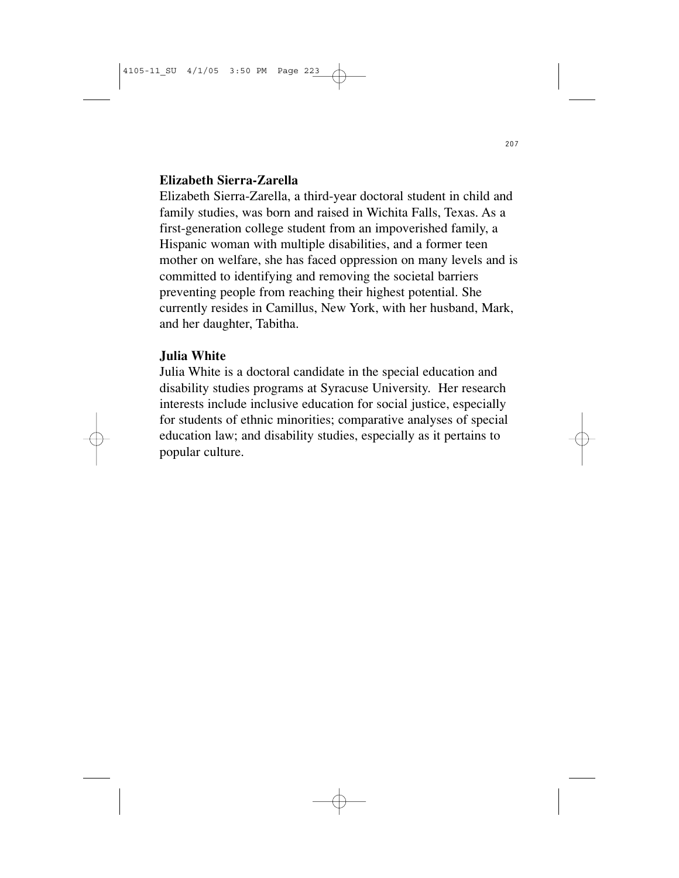**Elizabeth Sierra-Zarella**

Elizabeth Sierra-Zarella, a third-year doctoral student in child and family studies, was born and raised in Wichita Falls, Texas. As a first-generation college student from an impoverished family, a Hispanic woman with multiple disabilities, and a former teen mother on welfare, she has faced oppression on many levels and is committed to identifying and removing the societal barriers preventing people from reaching their highest potential. She currently resides in Camillus, New York, with her husband, Mark, and her daughter, Tabitha.

**Julia White**

Julia White is a doctoral candidate in the special education and disability studies programs at Syracuse University. Her research interests include inclusive education for social justice, especially for students of ethnic minorities; comparative analyses of special education law; and disability studies, especially as it pertains to popular culture.